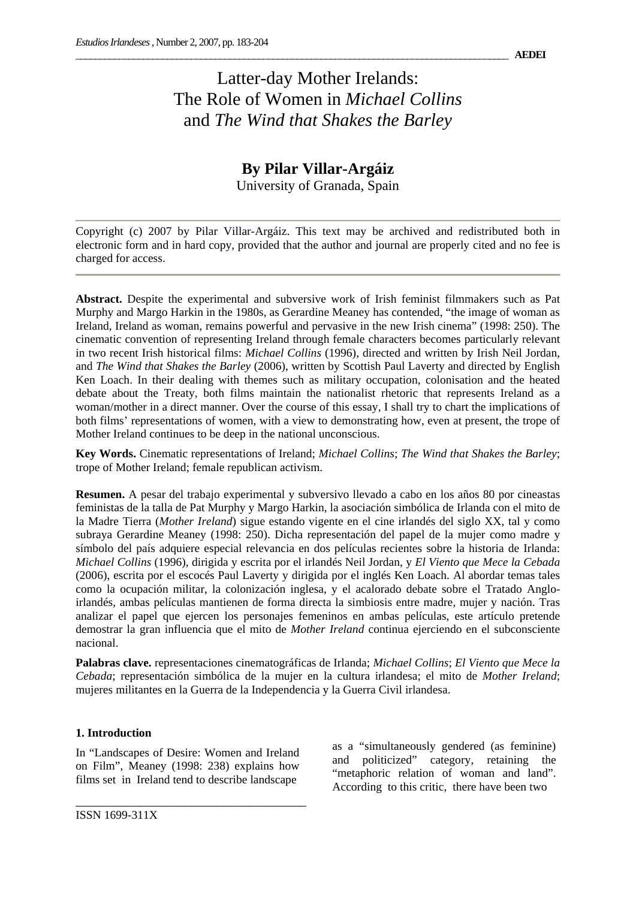# Latter-day Mother Irelands: The Role of Women in *Michael Collins* and *The Wind that Shakes the Barley*

## By Pilar Villar-Argáiz

University of Granada, Spain

---

Copyright (c) 2007 by Pilar Villar-Argáiz. This text may be archived and redistributed both in electronic form and in hard copy, provided that the author and journal are properly cited and no fee is charged for access.

---

**Abstract.** Despite the experimental and subversive work of Irish feminist filmmakers such as Pat Murphy and Margo Harkin in the 1980s, as Gerardine Meaney has contended, "the image of woman as Ireland, Ireland as woman, remains powerful and pervasive in the new Irish cinema" (1998: 250). The cinematic convention of representing Ireland through female characters becomes particularly relevant in two recent Irish historical films: *Michael Collins* (1996), directed and written by Irish Neil Jordan, and *The Wind that Shakes the Barley* (2006), written by Scottish Paul Laverty and directed by English Ken Loach. In their dealing with themes such as military occupation, colonisation and the heated debate about the Treaty, both films maintain the nationalist rhetoric that represents Ireland as a woman/mother in a direct manner. Over the course of this essay, I shall try to chart the implications of both films' representations of women, with a view to demonstrating how, even at present, the trope of Mother Ireland continues to be deep in the national unconscious.

**Key Words.** Cinematic representations of Ireland; *Michael Collins*; *The Wind that Shakes the Barley*; trope of Mother Ireland; female republican activism.

**Resumen.** A pesar del trabajo experimental y subversivo llevado a cabo en los años 80 por cineastas feministas de la talla de Pat Murphy y Margo Harkin, la asociación simbólica de Irlanda con el mito de la Madre Tierra (*Mother Ireland*) sigue estando vigente en el cine irlandés del siglo XX, tal y como subraya Gerardine Meaney (1998: 250). Dicha representación del papel de la mujer como madre y símbolo del país adquiere especial relevancia en dos películas recientes sobre la historia de Irlanda: *Michael Collins* (1996), dirigida y escrita por el irlandés Neil Jordan, y *El Viento que Mece la Cebada* (2006), escrita por el escocés Paul Laverty y dirigida por el inglés Ken Loach. Al abordar temas tales como la ocupación militar, la colonización inglesa, y el acalorado debate sobre el Tratado Anglo-irlandés, ambas películas mantienen de forma directa la simbiosis entre madre, mujer y nación. Tras analizar el papel que ejercen los personajes femeninos en ambas películas, este artículo pretende demostrar la gran influencia que el mito de *Mother Ireland* continua ejerciendo en el subconsciente nacional.

**Palabras clave.** representaciones cinematográficas de Irlanda; *Michael Collins*; *El Viento que Mece la Cebada*; representación simbólica de la mujer en la cultura irlandesa; el mito de *Mother Ireland*; mujeres militantes en la Guerra de la Independencia y la Guerra Civil irlandesa.

### 1. Introduction

In "Landscapes of Desire: Women and Ireland on Film", Meaney (1998: 238) explains how films set in Ireland tend to describe landscape as a "simultaneously gendered (as feminine) and politicized" category, retaining the "metaphoric relation of woman and land". According to this critic, there have been two

ISSN 1699-311X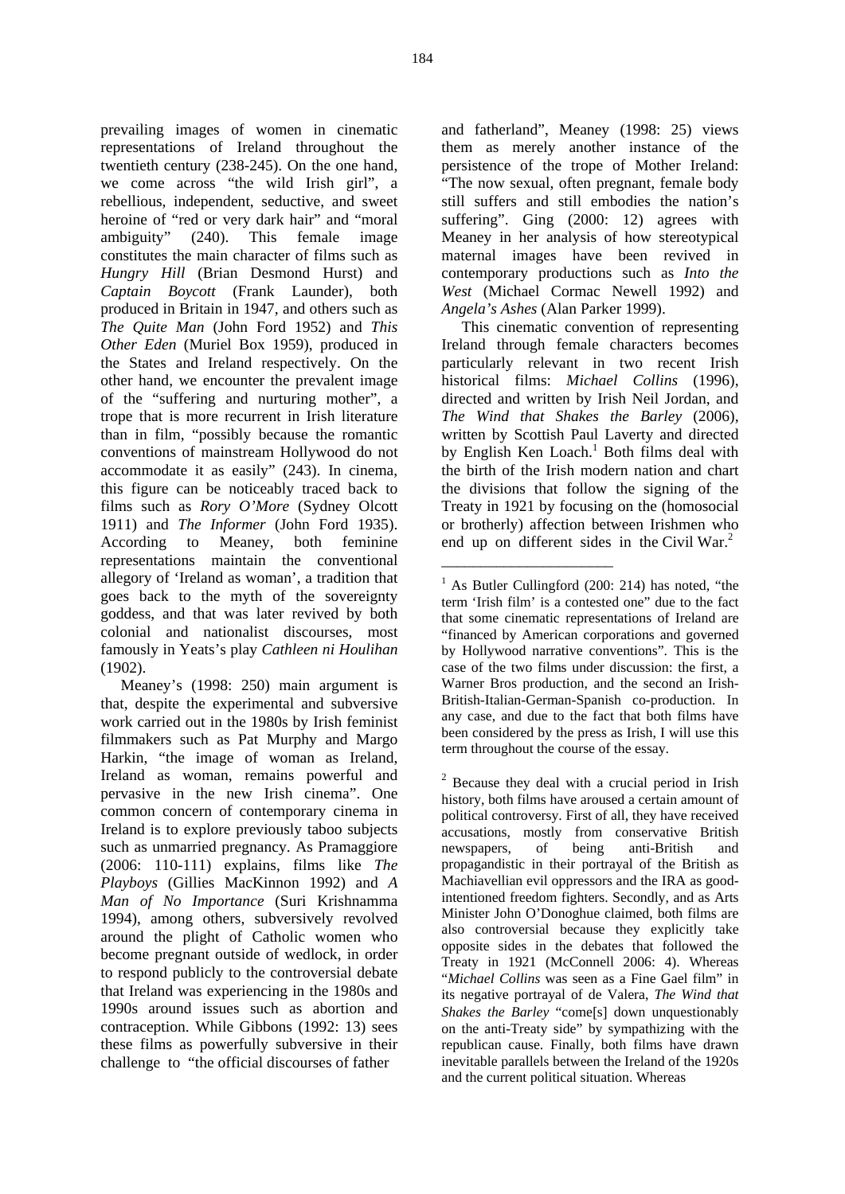prevailing images of women in cinematic representations of Ireland throughout the twentieth century (238-245). On the one hand, we come across "the wild Irish girl", a rebellious, independent, seductive, and sweet heroine of "red or very dark hair" and "moral ambiguity" (240). This female image constitutes the main character of films such as *Hungry Hill* (Brian Desmond Hurst) and *Captain Boycott* (Frank Launder), both produced in Britain in 1947, and others such as *The Quite Man* (John Ford 1952) and *This Other Eden* (Muriel Box 1959), produced in the States and Ireland respectively. On the other hand, we encounter the prevalent image of the "suffering and nurturing mother", a trope that is more recurrent in Irish literature than in film, "possibly because the romantic conventions of mainstream Hollywood do not accommodate it as easily" (243). In cinema, this figure can be noticeably traced back to films such as *Rory O'More* (Sydney Olcott 1911) and *The Informer* (John Ford 1935). According to Meaney, both feminine representations maintain the conventional allegory of 'Ireland as woman', a tradition that goes back to the myth of the sovereignty goddess, and that was later revived by both colonial and nationalist discourses, most famously in Yeats's play *Cathleen ni Houlihan* (1902).

Meaney's (1998: 250) main argument is that, despite the experimental and subversive work carried out in the 1980s by Irish feminist filmmakers such as Pat Murphy and Margo Harkin, "the image of woman as Ireland, Ireland as woman, remains powerful and pervasive in the new Irish cinema". One common concern of contemporary cinema in Ireland is to explore previously taboo subjects such as unmarried pregnancy. As Pramaggiore (2006: 110-111) explains, films like *The Playboys* (Gillies MacKinnon 1992) and *A Man of No Importance* (Suri Krishnamma 1994), among others, subversively revolved around the plight of Catholic women who become pregnant outside of wedlock, in order to respond publicly to the controversial debate that Ireland was experiencing in the 1980s and 1990s around issues such as abortion and contraception. While Gibbons (1992: 13) sees these films as powerfully subversive in their challenge to "the official discourses of father and fatherland", Meaney (1998: 25) views them as merely another instance of the persistence of the trope of Mother Ireland: "The now sexual, often pregnant, female body still suffers and still embodies the nation's suffering". Ging (2000: 12) agrees with Meaney in her analysis of how stereotypical maternal images have been revived in contemporary productions such as *Into the West* (Michael Cormac Newell 1992) and *Angela's Ashes* (Alan Parker 1999).

This cinematic convention of representing Ireland through female characters becomes particularly relevant in two recent Irish historical films: *Michael Collins* (1996), directed and written by Irish Neil Jordan, and *The Wind that Shakes the Barley* (2006), written by Scottish Paul Laverty and directed by English Ken Loach.[1] Both films deal with the birth of the Irish modern nation and chart the divisions that follow the signing of the Treaty in 1921 by focusing on the (homosocial or brotherly) affection between Irishmen who end up on different sides in the Civil War.[2]

---

[1] As Butler Cullingford (200: 214) has noted, "the term 'Irish film' is a contested one" due to the fact that some cinematic representations of Ireland are "financed by American corporations and governed by Hollywood narrative conventions". This is the case of the two films under discussion: the first, a Warner Bros production, and the second an Irish-British-Italian-German-Spanish co-production. In any case, and due to the fact that both films have been considered by the press as Irish, I will use this term throughout the course of the essay.

[2] Because they deal with a crucial period in Irish history, both films have aroused a certain amount of political controversy. First of all, they have received accusations, mostly from conservative British newspapers, of being anti-British and propagandistic in their portrayal of the British as Machiavellian evil oppressors and the IRA as good-intentioned freedom fighters. Secondly, and as Arts Minister John O'Donoghue claimed, both films are also controversial because they explicitly take opposite sides in the debates that followed the Treaty in 1921 (McConnell 2006: 4). Whereas "*Michael Collins* was seen as a Fine Gael film" in its negative portrayal of de Valera, *The Wind that Shakes the Barley* "come[s] down unquestionably on the anti-Treaty side" by sympathizing with the republican cause. Finally, both films have drawn inevitable parallels between the Ireland of the 1920s and the current political situation. Whereas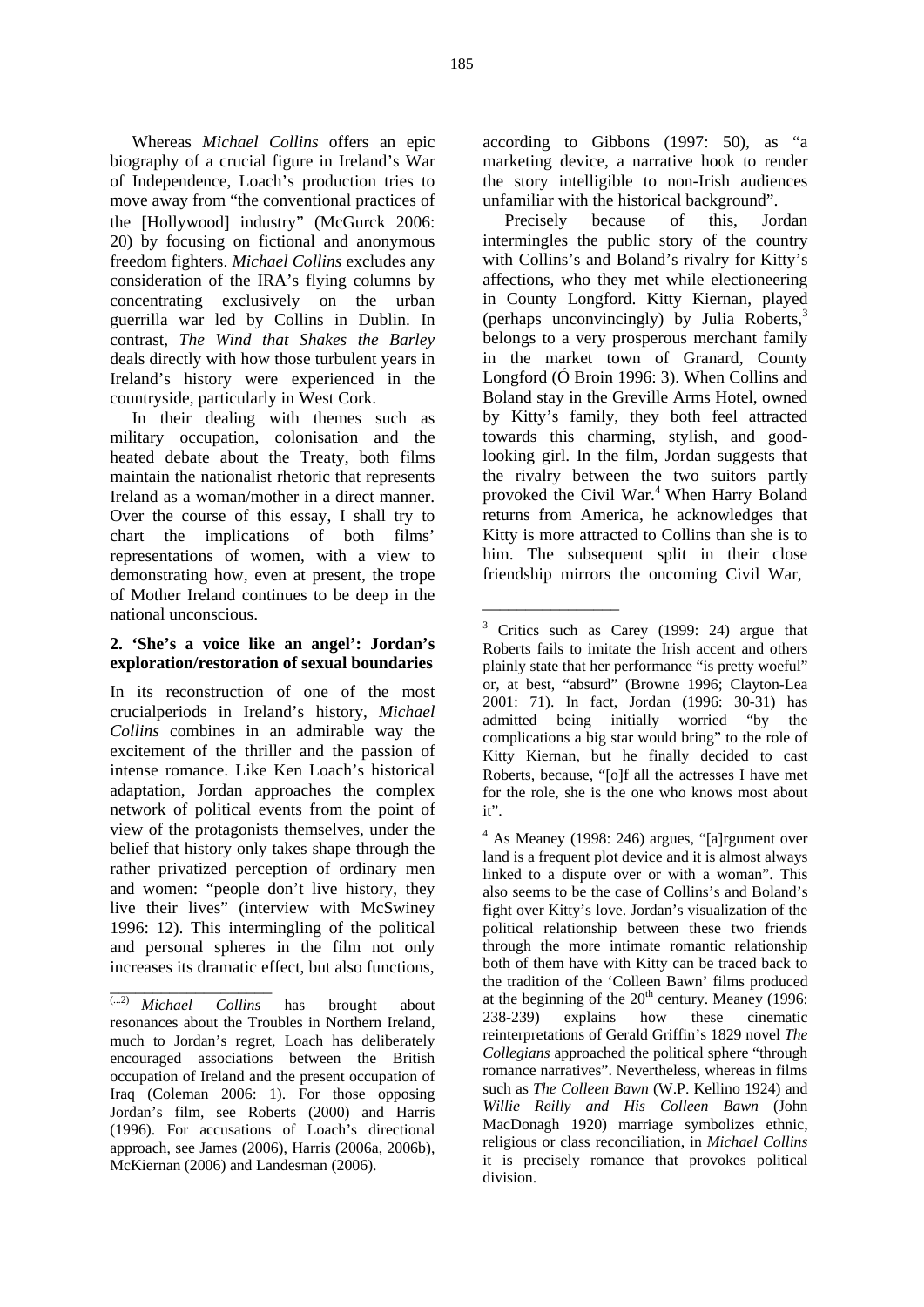Whereas *Michael Collins* offers an epic biography of a crucial figure in Ireland's War of Independence, Loach's production tries to move away from "the conventional practices of the [Hollywood] industry" (McGurck 2006: 20) by focusing on fictional and anonymous freedom fighters. *Michael Collins* excludes any consideration of the IRA's flying columns by concentrating exclusively on the urban guerrilla war led by Collins in Dublin. In contrast, *The Wind that Shakes the Barley* deals directly with how those turbulent years in Ireland's history were experienced in the countryside, particularly in West Cork.

In their dealing with themes such as military occupation, colonisation and the heated debate about the Treaty, both films maintain the nationalist rhetoric that represents Ireland as a woman/mother in a direct manner. Over the course of this essay, I shall try to chart the implications of both films' representations of women, with a view to demonstrating how, even at present, the trope of Mother Ireland continues to be deep in the national unconscious.

## 2. 'She's a voice like an angel': Jordan's exploration/restoration of sexual boundaries

In its reconstruction of one of the most crucialperiods in Ireland's history, *Michael Collins* combines in an admirable way the excitement of the thriller and the passion of intense romance. Like Ken Loach's historical adaptation, Jordan approaches the complex network of political events from the point of view of the protagonists themselves, under the belief that history only takes shape through the rather privatized perception of ordinary men and women: "people don't live history, they live their lives" (interview with McSwiney 1996: 12). This intermingling of the political and personal spheres in the film not only increases its dramatic effect, but also functions, according to Gibbons (1997: 50), as "a marketing device, a narrative hook to render the story intelligible to non-Irish audiences unfamiliar with the historical background".

Precisely because of this, Jordan intermingles the public story of the country with Collins's and Boland's rivalry for Kitty's affections, who they met while electioneering in County Longford. Kitty Kiernan, played (perhaps unconvincingly) by Julia Roberts,[3] belongs to a very prosperous merchant family in the market town of Granard, County Longford (Ó Broin 1996: 3). When Collins and Boland stay in the Greville Arms Hotel, owned by Kitty's family, they both feel attracted towards this charming, stylish, and good-looking girl. In the film, Jordan suggests that the rivalry between the two suitors partly provoked the Civil War.[4] When Harry Boland returns from America, he acknowledges that Kitty is more attracted to Collins than she is to him. The subsequent split in their close friendship mirrors the oncoming Civil War,

---

(...2) *Michael Collins* has brought about resonances about the Troubles in Northern Ireland, much to Jordan's regret, Loach has deliberately encouraged associations between the British occupation of Ireland and the present occupation of Iraq (Coleman 2006: 1). For those opposing Jordan's film, see Roberts (2000) and Harris (1996). For accusations of Loach's directional approach, see James (2006), Harris (2006a, 2006b), McKiernan (2006) and Landesman (2006).

[3] Critics such as Carey (1999: 24) argue that Roberts fails to imitate the Irish accent and others plainly state that her performance "is pretty woeful" or, at best, "absurd" (Browne 1996; Clayton-Lea 2001: 71). In fact, Jordan (1996: 30-31) has admitted being initially worried "by the complications a big star would bring" to the role of Kitty Kiernan, but he finally decided to cast Roberts, because, "[o]f all the actresses I have met for the role, she is the one who knows most about it".

[4] As Meaney (1998: 246) argues, "[a]rgument over land is a frequent plot device and it is almost always linked to a dispute over or with a woman". This also seems to be the case of Collins's and Boland's fight over Kitty's love. Jordan's visualization of the political relationship between these two friends through the more intimate romantic relationship both of them have with Kitty can be traced back to the tradition of the 'Colleen Bawn' films produced at the beginning of the 20th century. Meaney (1996: 238-239) explains how these cinematic reinterpretations of Gerald Griffin's 1829 novel *The Collegians* approached the political sphere "through romance narratives". Nevertheless, whereas in films such as *The Colleen Bawn* (W.P. Kellino 1924) and *Willie Reilly and His Colleen Bawn* (John MacDonagh 1920) marriage symbolizes ethnic, religious or class reconciliation, in *Michael Collins* it is precisely romance that provokes political division.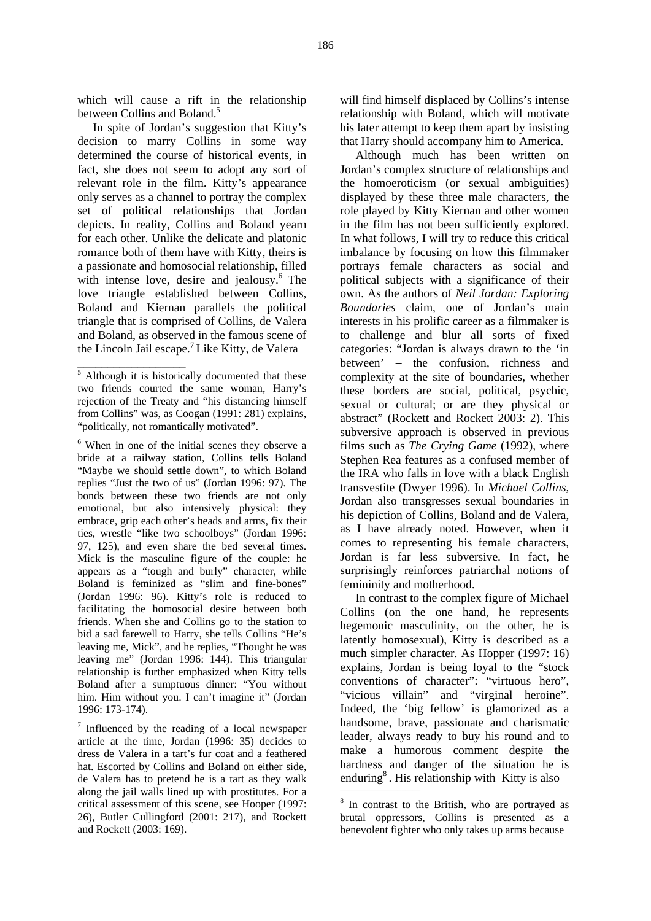which will cause a rift in the relationship between Collins and Boland.[5]

In spite of Jordan's suggestion that Kitty's decision to marry Collins in some way determined the course of historical events, in fact, she does not seem to adopt any sort of relevant role in the film. Kitty's appearance only serves as a channel to portray the complex set of political relationships that Jordan depicts. In reality, Collins and Boland yearn for each other. Unlike the delicate and platonic romance both of them have with Kitty, theirs is a passionate and homosocial relationship, filled with intense love, desire and jealousy.[6] The love triangle established between Collins, Boland and Kiernan parallels the political triangle that is comprised of Collins, de Valera and Boland, as observed in the famous scene of the Lincoln Jail escape.[7] Like Kitty, de Valera will find himself displaced by Collins's intense relationship with Boland, which will motivate his later attempt to keep them apart by insisting that Harry should accompany him to America.

Although much has been written on Jordan's complex structure of relationships and the homoeroticism (or sexual ambiguities) displayed by these three male characters, the role played by Kitty Kiernan and other women in the film has not been sufficiently explored. In what follows, I will try to reduce this critical imbalance by focusing on how this filmmaker portrays female characters as social and political subjects with a significance of their own. As the authors of *Neil Jordan: Exploring Boundaries* claim, one of Jordan's main interests in his prolific career as a filmmaker is to challenge and blur all sorts of fixed categories: "Jordan is always drawn to the 'in between' – the confusion, richness and complexity at the site of boundaries, whether these borders are social, political, psychic, sexual or cultural; or are they physical or abstract" (Rockett and Rockett 2003: 2). This subversive approach is observed in previous films such as *The Crying Game* (1992), where Stephen Rea features as a confused member of the IRA who falls in love with a black English transvestite (Dwyer 1996). In *Michael Collins*, Jordan also transgresses sexual boundaries in his depiction of Collins, Boland and de Valera, as I have already noted. However, when it comes to representing his female characters, Jordan is far less subversive. In fact, he surprisingly reinforces patriarchal notions of femininity and motherhood.

In contrast to the complex figure of Michael Collins (on the one hand, he represents hegemonic masculinity, on the other, he is latently homosexual), Kitty is described as a much simpler character. As Hopper (1997: 16) explains, Jordan is being loyal to the "stock conventions of character": "virtuous hero", "vicious villain" and "virginal heroine". Indeed, the 'big fellow' is glamorized as a handsome, brave, passionate and charismatic leader, always ready to buy his round and to make a humorous comment despite the hardness and danger of the situation he is enduring[8]. His relationship with Kitty is also

---

[5] Although it is historically documented that these two friends courted the same woman, Harry's rejection of the Treaty and "his distancing himself from Collins" was, as Coogan (1991: 281) explains, "politically, not romantically motivated".

[6] When in one of the initial scenes they observe a bride at a railway station, Collins tells Boland "Maybe we should settle down", to which Boland replies "Just the two of us" (Jordan 1996: 97). The bonds between these two friends are not only emotional, but also intensively physical: they embrace, grip each other's heads and arms, fix their ties, wrestle "like two schoolboys" (Jordan 1996: 97, 125), and even share the bed several times. Mick is the masculine figure of the couple: he appears as a "tough and burly" character, while Boland is feminized as "slim and fine-bones" (Jordan 1996: 96). Kitty's role is reduced to facilitating the homosocial desire between both friends. When she and Collins go to the station to bid a sad farewell to Harry, she tells Collins "He's leaving me, Mick", and he replies, "Thought he was leaving me" (Jordan 1996: 144). This triangular relationship is further emphasized when Kitty tells Boland after a sumptuous dinner: "You without him. Him without you. I can't imagine it" (Jordan 1996: 173-174).

[7] Influenced by the reading of a local newspaper article at the time, Jordan (1996: 35) decides to dress de Valera in a tart's fur coat and a feathered hat. Escorted by Collins and Boland on either side, de Valera has to pretend he is a tart as they walk along the jail walls lined up with prostitutes. For a critical assessment of this scene, see Hooper (1997: 26), Butler Cullingford (2001: 217), and Rockett and Rockett (2003: 169).

[8] In contrast to the British, who are portrayed as brutal oppressors, Collins is presented as a benevolent fighter who only takes up arms because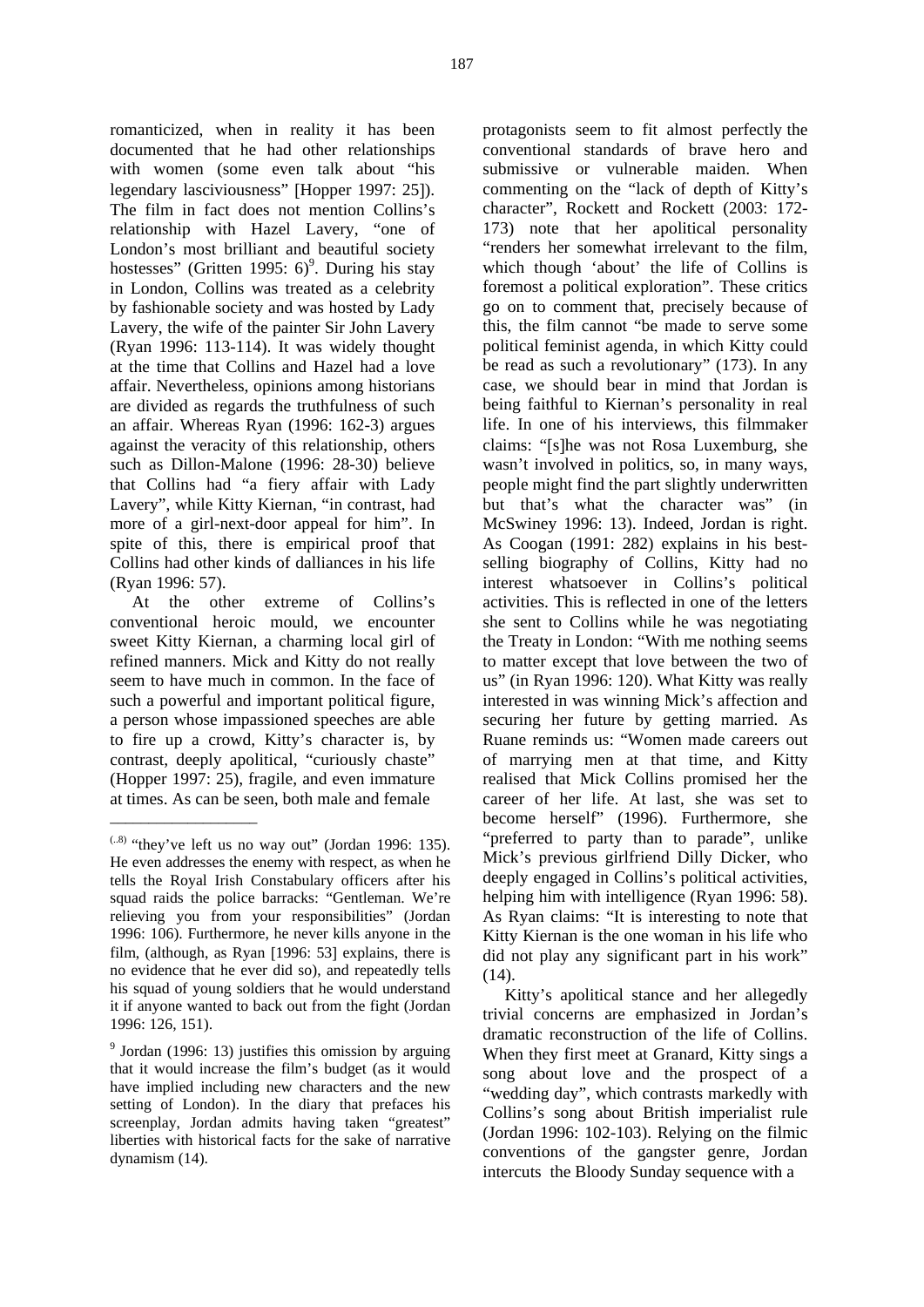romanticized, when in reality it has been documented that he had other relationships with women (some even talk about "his legendary lasciviousness" [Hopper 1997: 25]). The film in fact does not mention Collins's relationship with Hazel Lavery, "one of London's most brilliant and beautiful society hostesses" (Gritten 1995: 6)[9]. During his stay in London, Collins was treated as a celebrity by fashionable society and was hosted by Lady Lavery, the wife of the painter Sir John Lavery (Ryan 1996: 113-114). It was widely thought at the time that Collins and Hazel had a love affair. Nevertheless, opinions among historians are divided as regards the truthfulness of such an affair. Whereas Ryan (1996: 162-3) argues against the veracity of this relationship, others such as Dillon-Malone (1996: 28-30) believe that Collins had "a fiery affair with Lady Lavery", while Kitty Kiernan, "in contrast, had more of a girl-next-door appeal for him". In spite of this, there is empirical proof that Collins had other kinds of dalliances in his life (Ryan 1996: 57).

At the other extreme of Collins's conventional heroic mould, we encounter sweet Kitty Kiernan, a charming local girl of refined manners. Mick and Kitty do not really seem to have much in common. In the face of such a powerful and important political figure, a person whose impassioned speeches are able to fire up a crowd, Kitty's character is, by contrast, deeply apolitical, "curiously chaste" (Hopper 1997: 25), fragile, and even immature at times. As can be seen, both male and female protagonists seem to fit almost perfectly the conventional standards of brave hero and submissive or vulnerable maiden. When commenting on the "lack of depth of Kitty's character", Rockett and Rockett (2003: 172-173) note that her apolitical personality "renders her somewhat irrelevant to the film, which though 'about' the life of Collins is foremost a political exploration". These critics go on to comment that, precisely because of this, the film cannot "be made to serve some political feminist agenda, in which Kitty could be read as such a revolutionary" (173). In any case, we should bear in mind that Jordan is being faithful to Kiernan's personality in real life. In one of his interviews, this filmmaker claims: "[s]he was not Rosa Luxemburg, she wasn't involved in politics, so, in many ways, people might find the part slightly underwritten but that's what the character was" (in McSwiney 1996: 13). Indeed, Jordan is right. As Coogan (1991: 282) explains in his best-selling biography of Collins, Kitty had no interest whatsoever in Collins's political activities. This is reflected in one of the letters she sent to Collins while he was negotiating the Treaty in London: "With me nothing seems to matter except that love between the two of us" (in Ryan 1996: 120). What Kitty was really interested in was winning Mick's affection and securing her future by getting married. As Ruane reminds us: "Women made careers out of marrying men at that time, and Kitty realised that Mick Collins promised her the career of her life. At last, she was set to become herself" (1996). Furthermore, she "preferred to party than to parade", unlike Mick's previous girlfriend Dilly Dicker, who deeply engaged in Collins's political activities, helping him with intelligence (Ryan 1996: 58). As Ryan claims: "It is interesting to note that Kitty Kiernan is the one woman in his life who did not play any significant part in his work" (14).

Kitty's apolitical stance and her allegedly trivial concerns are emphasized in Jordan's dramatic reconstruction of the life of Collins. When they first meet at Granard, Kitty sings a song about love and the prospect of a "wedding day", which contrasts markedly with Collins's song about British imperialist rule (Jordan 1996: 102-103). Relying on the filmic conventions of the gangster genre, Jordan intercuts the Bloody Sunday sequence with a

---

(..8) "they've left us no way out" (Jordan 1996: 135). He even addresses the enemy with respect, as when he tells the Royal Irish Constabulary officers after his squad raids the police barracks: "Gentleman. We're relieving you from your responsibilities" (Jordan 1996: 106). Furthermore, he never kills anyone in the film, (although, as Ryan [1996: 53] explains, there is no evidence that he ever did so), and repeatedly tells his squad of young soldiers that he would understand it if anyone wanted to back out from the fight (Jordan 1996: 126, 151).

[9] Jordan (1996: 13) justifies this omission by arguing that it would increase the film's budget (as it would have implied including new characters and the new setting of London). In the diary that prefaces his screenplay, Jordan admits having taken "greatest" liberties with historical facts for the sake of narrative dynamism (14).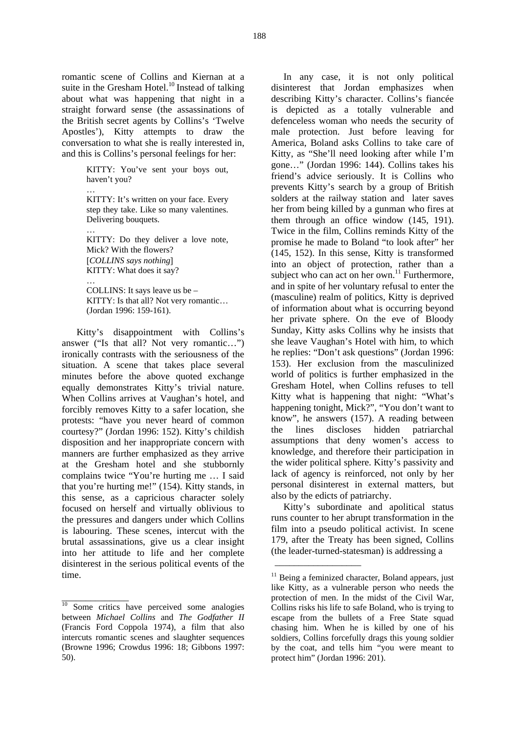romantic scene of Collins and Kiernan at a suite in the Gresham Hotel.[10] Instead of talking about what was happening that night in a straight forward sense (the assassinations of the British secret agents by Collins's 'Twelve Apostles'), Kitty attempts to draw the conversation to what she is really interested in, and this is Collins's personal feelings for her:

> KITTY: You've sent your boys out, haven't you?
> …
> KITTY: It's written on your face. Every step they take. Like so many valentines. Delivering bouquets.
> …
> KITTY: Do they deliver a love note, Mick? With the flowers?
> [*COLLINS says nothing*]
> KITTY: What does it say?
> …
> COLLINS: It says leave us be –
> KITTY: Is that all? Not very romantic…
> (Jordan 1996: 159-161).

Kitty's disappointment with Collins's answer ("Is that all? Not very romantic…") ironically contrasts with the seriousness of the situation. A scene that takes place several minutes before the above quoted exchange equally demonstrates Kitty's trivial nature. When Collins arrives at Vaughan's hotel, and forcibly removes Kitty to a safer location, she protests: "have you never heard of common courtesy?" (Jordan 1996: 152). Kitty's childish disposition and her inappropriate concern with manners are further emphasized as they arrive at the Gresham hotel and she stubbornly complains twice "You're hurting me … I said that you're hurting me!" (154). Kitty stands, in this sense, as a capricious character solely focused on herself and virtually oblivious to the pressures and dangers under which Collins is labouring. These scenes, intercut with the brutal assassinations, give us a clear insight into her attitude to life and her complete disinterest in the serious political events of the time.

In any case, it is not only political disinterest that Jordan emphasizes when describing Kitty's character. Collins's fiancée is depicted as a totally vulnerable and defenceless woman who needs the security of male protection. Just before leaving for America, Boland asks Collins to take care of Kitty, as "She'll need looking after while I'm gone…" (Jordan 1996: 144). Collins takes his friend's advice seriously. It is Collins who prevents Kitty's search by a group of British solders at the railway station and later saves her from being killed by a gunman who fires at them through an office window (145, 191). Twice in the film, Collins reminds Kitty of the promise he made to Boland "to look after" her (145, 152). In this sense, Kitty is transformed into an object of protection, rather than a subject who can act on her own.[11] Furthermore, and in spite of her voluntary refusal to enter the (masculine) realm of politics, Kitty is deprived of information about what is occurring beyond her private sphere. On the eve of Bloody Sunday, Kitty asks Collins why he insists that she leave Vaughan's Hotel with him, to which he replies: "Don't ask questions" (Jordan 1996: 153). Her exclusion from the masculinized world of politics is further emphasized in the Gresham Hotel, when Collins refuses to tell Kitty what is happening that night: "What's happening tonight, Mick?", "You don't want to know", he answers (157). A reading between the lines discloses hidden patriarchal assumptions that deny women's access to knowledge, and therefore their participation in the wider political sphere. Kitty's passivity and lack of agency is reinforced, not only by her personal disinterest in external matters, but also by the edicts of patriarchy.

Kitty's subordinate and apolitical status runs counter to her abrupt transformation in the film into a pseudo political activist. In scene 179, after the Treaty has been signed, Collins (the leader-turned-statesman) is addressing a

---

[10] Some critics have perceived some analogies between *Michael Collins* and *The Godfather II* (Francis Ford Coppola 1974), a film that also intercuts romantic scenes and slaughter sequences (Browne 1996; Crowdus 1996: 18; Gibbons 1997: 50).

[11] Being a feminized character, Boland appears, just like Kitty, as a vulnerable person who needs the protection of men. In the midst of the Civil War, Collins risks his life to safe Boland, who is trying to escape from the bullets of a Free State squad chasing him. When he is killed by one of his soldiers, Collins forcefully drags this young soldier by the coat, and tells him "you were meant to protect him" (Jordan 1996: 201).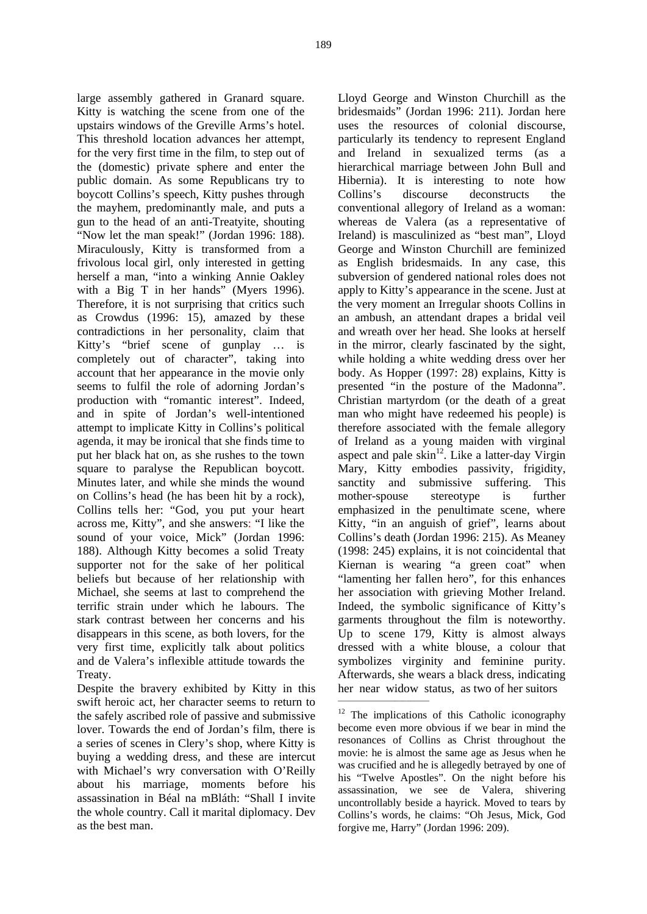large assembly gathered in Granard square. Kitty is watching the scene from one of the upstairs windows of the Greville Arms's hotel. This threshold location advances her attempt, for the very first time in the film, to step out of the (domestic) private sphere and enter the public domain. As some Republicans try to boycott Collins's speech, Kitty pushes through the mayhem, predominantly male, and puts a gun to the head of an anti-Treatyite, shouting "Now let the man speak!" (Jordan 1996: 188). Miraculously, Kitty is transformed from a frivolous local girl, only interested in getting herself a man, "into a winking Annie Oakley with a Big T in her hands" (Myers 1996). Therefore, it is not surprising that critics such as Crowdus (1996: 15), amazed by these contradictions in her personality, claim that Kitty's "brief scene of gunplay … is completely out of character", taking into account that her appearance in the movie only seems to fulfil the role of adorning Jordan's production with "romantic interest". Indeed, and in spite of Jordan's well-intentioned attempt to implicate Kitty in Collins's political agenda, it may be ironical that she finds time to put her black hat on, as she rushes to the town square to paralyse the Republican boycott. Minutes later, and while she minds the wound on Collins's head (he has been hit by a rock), Collins tells her: "God, you put your heart across me, Kitty", and she answers: "I like the sound of your voice, Mick" (Jordan 1996: 188). Although Kitty becomes a solid Treaty supporter not for the sake of her political beliefs but because of her relationship with Michael, she seems at last to comprehend the terrific strain under which he labours. The stark contrast between her concerns and his disappears in this scene, as both lovers, for the very first time, explicitly talk about politics and de Valera's inflexible attitude towards the Treaty.

Despite the bravery exhibited by Kitty in this swift heroic act, her character seems to return to the safely ascribed role of passive and submissive lover. Towards the end of Jordan's film, there is a series of scenes in Clery's shop, where Kitty is buying a wedding dress, and these are intercut with Michael's wry conversation with O'Reilly about his marriage, moments before his assassination in Béal na mBláth: "Shall I invite the whole country. Call it marital diplomacy. Dev as the best man. Lloyd George and Winston Churchill as the bridesmaids" (Jordan 1996: 211). Jordan here uses the resources of colonial discourse, particularly its tendency to represent England and Ireland in sexualized terms (as a hierarchical marriage between John Bull and Hibernia). It is interesting to note how Collins's discourse deconstructs the conventional allegory of Ireland as a woman: whereas de Valera (as a representative of Ireland) is masculinized as "best man", Lloyd George and Winston Churchill are feminized as English bridesmaids. In any case, this subversion of gendered national roles does not apply to Kitty's appearance in the scene. Just at the very moment an Irregular shoots Collins in an ambush, an attendant drapes a bridal veil and wreath over her head. She looks at herself in the mirror, clearly fascinated by the sight, while holding a white wedding dress over her body. As Hopper (1997: 28) explains, Kitty is presented "in the posture of the Madonna". Christian martyrdom (or the death of a great man who might have redeemed his people) is therefore associated with the female allegory of Ireland as a young maiden with virginal aspect and pale skin[12]. Like a latter-day Virgin Mary, Kitty embodies passivity, frigidity, sanctity and submissive suffering. This mother-spouse stereotype is further emphasized in the penultimate scene, where Kitty, "in an anguish of grief", learns about Collins's death (Jordan 1996: 215). As Meaney (1998: 245) explains, it is not coincidental that Kiernan is wearing "a green coat" when "lamenting her fallen hero", for this enhances her association with grieving Mother Ireland. Indeed, the symbolic significance of Kitty's garments throughout the film is noteworthy. Up to scene 179, Kitty is almost always dressed with a white blouse, a colour that symbolizes virginity and feminine purity. Afterwards, she wears a black dress, indicating her near widow status, as two of her suitors

---

[12] The implications of this Catholic iconography become even more obvious if we bear in mind the resonances of Collins as Christ throughout the movie: he is almost the same age as Jesus when he was crucified and he is allegedly betrayed by one of his "Twelve Apostles". On the night before his assassination, we see de Valera, shivering uncontrollably beside a hayrick. Moved to tears by Collins's words, he claims: "Oh Jesus, Mick, God forgive me, Harry" (Jordan 1996: 209).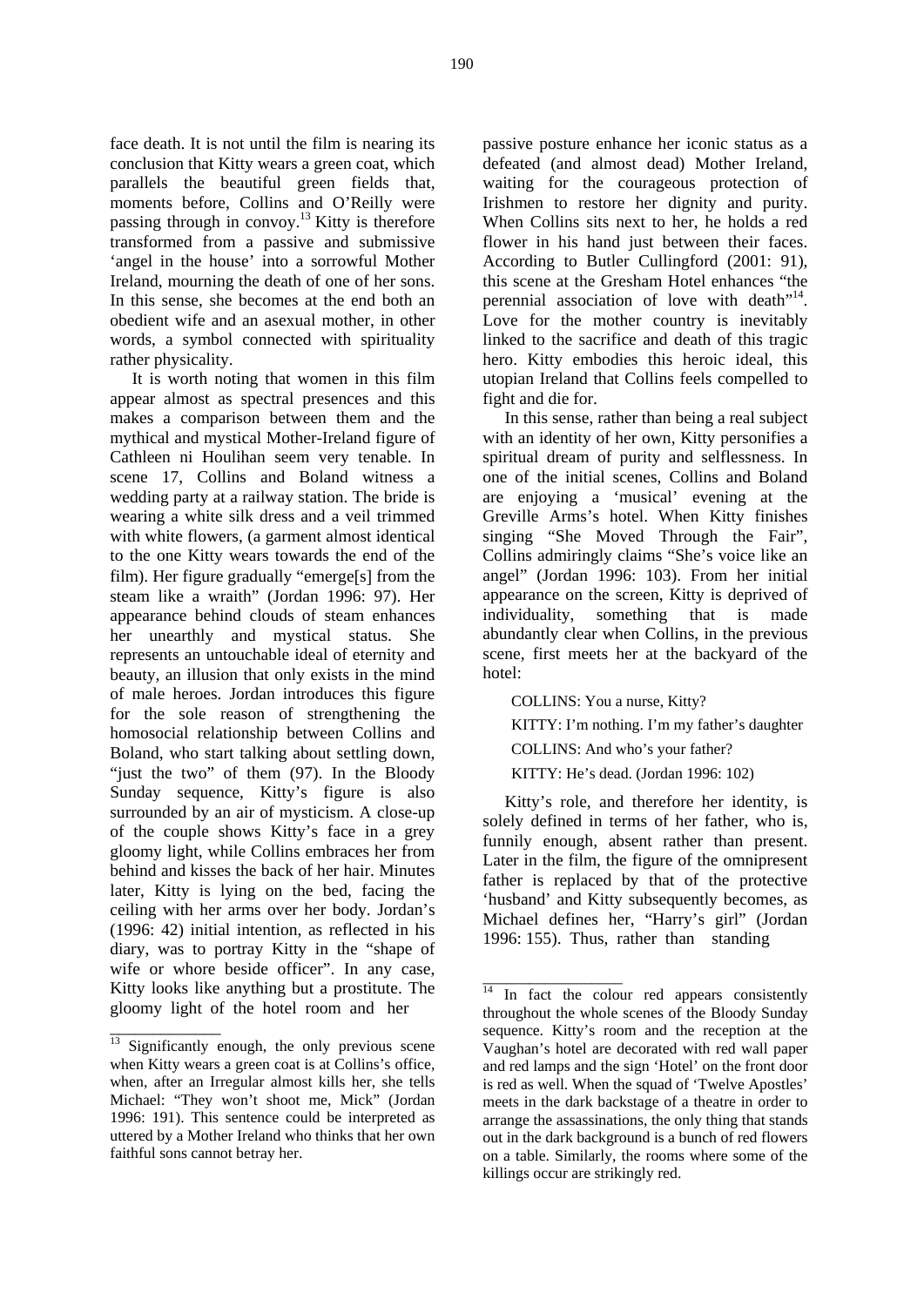face death. It is not until the film is nearing its conclusion that Kitty wears a green coat, which parallels the beautiful green fields that, moments before, Collins and O'Reilly were passing through in convoy.[13] Kitty is therefore transformed from a passive and submissive 'angel in the house' into a sorrowful Mother Ireland, mourning the death of one of her sons. In this sense, she becomes at the end both an obedient wife and an asexual mother, in other words, a symbol connected with spirituality rather physicality.

It is worth noting that women in this film appear almost as spectral presences and this makes a comparison between them and the mythical and mystical Mother-Ireland figure of Cathleen ni Houlihan seem very tenable. In scene 17, Collins and Boland witness a wedding party at a railway station. The bride is wearing a white silk dress and a veil trimmed with white flowers, (a garment almost identical to the one Kitty wears towards the end of the film). Her figure gradually "emerge[s] from the steam like a wraith" (Jordan 1996: 97). Her appearance behind clouds of steam enhances her unearthly and mystical status. She represents an untouchable ideal of eternity and beauty, an illusion that only exists in the mind of male heroes. Jordan introduces this figure for the sole reason of strengthening the homosocial relationship between Collins and Boland, who start talking about settling down, "just the two" of them (97). In the Bloody Sunday sequence, Kitty's figure is also surrounded by an air of mysticism. A close-up of the couple shows Kitty's face in a grey gloomy light, while Collins embraces her from behind and kisses the back of her hair. Minutes later, Kitty is lying on the bed, facing the ceiling with her arms over her body. Jordan's (1996: 42) initial intention, as reflected in his diary, was to portray Kitty in the "shape of wife or whore beside officer". In any case, Kitty looks like anything but a prostitute. The gloomy light of the hotel room and her passive posture enhance her iconic status as a defeated (and almost dead) Mother Ireland, waiting for the courageous protection of Irishmen to restore her dignity and purity. When Collins sits next to her, he holds a red flower in his hand just between their faces. According to Butler Cullingford (2001: 91), this scene at the Gresham Hotel enhances "the perennial association of love with death"[14]. Love for the mother country is inevitably linked to the sacrifice and death of this tragic hero. Kitty embodies this heroic ideal, this utopian Ireland that Collins feels compelled to fight and die for.

In this sense, rather than being a real subject with an identity of her own, Kitty personifies a spiritual dream of purity and selflessness. In one of the initial scenes, Collins and Boland are enjoying a 'musical' evening at the Greville Arms's hotel. When Kitty finishes singing "She Moved Through the Fair", Collins admiringly claims "She's voice like an angel" (Jordan 1996: 103). From her initial appearance on the screen, Kitty is deprived of individuality, something that is made abundantly clear when Collins, in the previous scene, first meets her at the backyard of the hotel:

> COLLINS: You a nurse, Kitty?
>
> KITTY: I'm nothing. I'm my father's daughter
>
> COLLINS: And who's your father?
>
> KITTY: He's dead. (Jordan 1996: 102)

Kitty's role, and therefore her identity, is solely defined in terms of her father, who is, funnily enough, absent rather than present. Later in the film, the figure of the omnipresent father is replaced by that of the protective 'husband' and Kitty subsequently becomes, as Michael defines her, "Harry's girl" (Jordan 1996: 155). Thus, rather than standing

---

[13] Significantly enough, the only previous scene when Kitty wears a green coat is at Collins's office, when, after an Irregular almost kills her, she tells Michael: "They won't shoot me, Mick" (Jordan 1996: 191). This sentence could be interpreted as uttered by a Mother Ireland who thinks that her own faithful sons cannot betray her.

[14] In fact the colour red appears consistently throughout the whole scenes of the Bloody Sunday sequence. Kitty's room and the reception at the Vaughan's hotel are decorated with red wall paper and red lamps and the sign 'Hotel' on the front door is red as well. When the squad of 'Twelve Apostles' meets in the dark backstage of a theatre in order to arrange the assassinations, the only thing that stands out in the dark background is a bunch of red flowers on a table. Similarly, the rooms where some of the killings occur are strikingly red.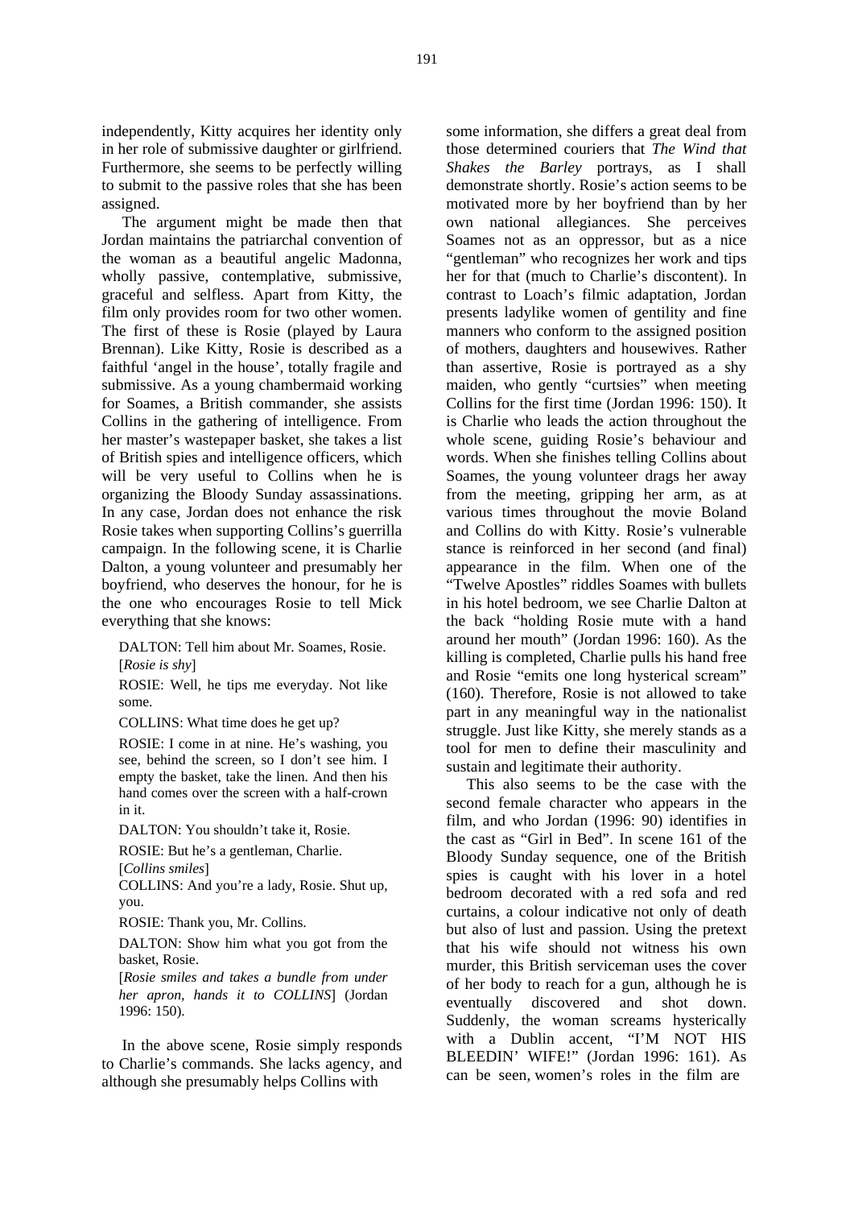independently, Kitty acquires her identity only in her role of submissive daughter or girlfriend. Furthermore, she seems to be perfectly willing to submit to the passive roles that she has been assigned.

The argument might be made then that Jordan maintains the patriarchal convention of the woman as a beautiful angelic Madonna, wholly passive, contemplative, submissive, graceful and selfless. Apart from Kitty, the film only provides room for two other women. The first of these is Rosie (played by Laura Brennan). Like Kitty, Rosie is described as a faithful 'angel in the house', totally fragile and submissive. As a young chambermaid working for Soames, a British commander, she assists Collins in the gathering of intelligence. From her master's wastepaper basket, she takes a list of British spies and intelligence officers, which will be very useful to Collins when he is organizing the Bloody Sunday assassinations. In any case, Jordan does not enhance the risk Rosie takes when supporting Collins's guerrilla campaign. In the following scene, it is Charlie Dalton, a young volunteer and presumably her boyfriend, who deserves the honour, for he is the one who encourages Rosie to tell Mick everything that she knows:

> DALTON: Tell him about Mr. Soames, Rosie. [*Rosie is shy*]
>
> ROSIE: Well, he tips me everyday. Not like some.
>
> COLLINS: What time does he get up?
>
> ROSIE: I come in at nine. He's washing, you see, behind the screen, so I don't see him. I empty the basket, take the linen. And then his hand comes over the screen with a half-crown in it.
>
> DALTON: You shouldn't take it, Rosie.
>
> ROSIE: But he's a gentleman, Charlie.
>
> [*Collins smiles*]
>
> COLLINS: And you're a lady, Rosie. Shut up, you.
>
> ROSIE: Thank you, Mr. Collins.
>
> DALTON: Show him what you got from the basket, Rosie.
>
> [*Rosie smiles and takes a bundle from under her apron, hands it to COLLINS*] (Jordan 1996: 150).

In the above scene, Rosie simply responds to Charlie's commands. She lacks agency, and although she presumably helps Collins with some information, she differs a great deal from those determined couriers that *The Wind that Shakes the Barley* portrays, as I shall demonstrate shortly. Rosie's action seems to be motivated more by her boyfriend than by her own national allegiances. She perceives Soames not as an oppressor, but as a nice "gentleman" who recognizes her work and tips her for that (much to Charlie's discontent). In contrast to Loach's filmic adaptation, Jordan presents ladylike women of gentility and fine manners who conform to the assigned position of mothers, daughters and housewives. Rather than assertive, Rosie is portrayed as a shy maiden, who gently "curtsies" when meeting Collins for the first time (Jordan 1996: 150). It is Charlie who leads the action throughout the whole scene, guiding Rosie's behaviour and words. When she finishes telling Collins about Soames, the young volunteer drags her away from the meeting, gripping her arm, as at various times throughout the movie Boland and Collins do with Kitty. Rosie's vulnerable stance is reinforced in her second (and final) appearance in the film. When one of the "Twelve Apostles" riddles Soames with bullets in his hotel bedroom, we see Charlie Dalton at the back "holding Rosie mute with a hand around her mouth" (Jordan 1996: 160). As the killing is completed, Charlie pulls his hand free and Rosie "emits one long hysterical scream" (160). Therefore, Rosie is not allowed to take part in any meaningful way in the nationalist struggle. Just like Kitty, she merely stands as a tool for men to define their masculinity and sustain and legitimate their authority.

This also seems to be the case with the second female character who appears in the film, and who Jordan (1996: 90) identifies in the cast as "Girl in Bed". In scene 161 of the Bloody Sunday sequence, one of the British spies is caught with his lover in a hotel bedroom decorated with a red sofa and red curtains, a colour indicative not only of death but also of lust and passion. Using the pretext that his wife should not witness his own murder, this British serviceman uses the cover of her body to reach for a gun, although he is eventually discovered and shot down. Suddenly, the woman screams hysterically with a Dublin accent, "I'M NOT HIS BLEEDIN' WIFE!" (Jordan 1996: 161). As can be seen, women's roles in the film are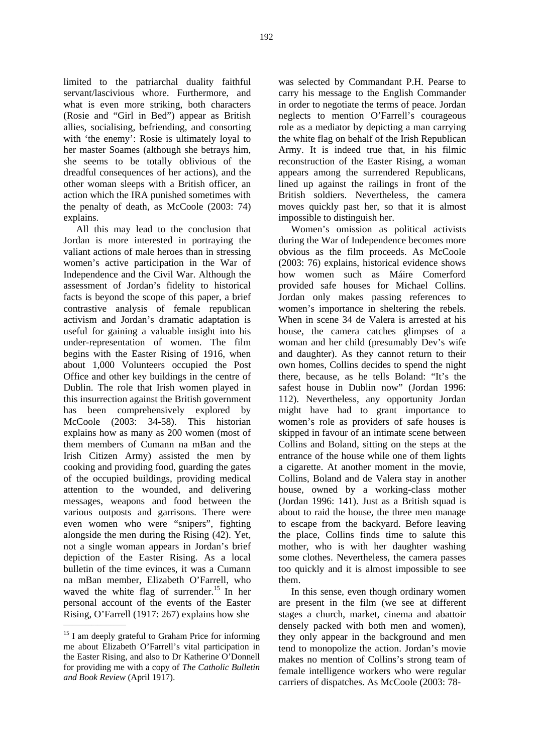limited to the patriarchal duality faithful servant/lascivious whore. Furthermore, and what is even more striking, both characters (Rosie and "Girl in Bed") appear as British allies, socialising, befriending, and consorting with 'the enemy': Rosie is ultimately loyal to her master Soames (although she betrays him, she seems to be totally oblivious of the dreadful consequences of her actions), and the other woman sleeps with a British officer, an action which the IRA punished sometimes with the penalty of death, as McCoole (2003: 74) explains.

All this may lead to the conclusion that Jordan is more interested in portraying the valiant actions of male heroes than in stressing women's active participation in the War of Independence and the Civil War. Although the assessment of Jordan's fidelity to historical facts is beyond the scope of this paper, a brief contrastive analysis of female republican activism and Jordan's dramatic adaptation is useful for gaining a valuable insight into his under-representation of women. The film begins with the Easter Rising of 1916, when about 1,000 Volunteers occupied the Post Office and other key buildings in the centre of Dublin. The role that Irish women played in this insurrection against the British government has been comprehensively explored by McCoole (2003: 34-58). This historian explains how as many as 200 women (most of them members of Cumann na mBan and the Irish Citizen Army) assisted the men by cooking and providing food, guarding the gates of the occupied buildings, providing medical attention to the wounded, and delivering messages, weapons and food between the various outposts and garrisons. There were even women who were "snipers", fighting alongside the men during the Rising (42). Yet, not a single woman appears in Jordan's brief depiction of the Easter Rising. As a local bulletin of the time evinces, it was a Cumann na mBan member, Elizabeth O'Farrell, who waved the white flag of surrender.[15] In her personal account of the events of the Easter Rising, O'Farrell (1917: 267) explains how she was selected by Commandant P.H. Pearse to carry his message to the English Commander in order to negotiate the terms of peace. Jordan neglects to mention O'Farrell's courageous role as a mediator by depicting a man carrying the white flag on behalf of the Irish Republican Army. It is indeed true that, in his filmic reconstruction of the Easter Rising, a woman appears among the surrendered Republicans, lined up against the railings in front of the British soldiers. Nevertheless, the camera moves quickly past her, so that it is almost impossible to distinguish her.

Women's omission as political activists during the War of Independence becomes more obvious as the film proceeds. As McCoole (2003: 76) explains, historical evidence shows how women such as Máire Comerford provided safe houses for Michael Collins. Jordan only makes passing references to women's importance in sheltering the rebels. When in scene 34 de Valera is arrested at his house, the camera catches glimpses of a woman and her child (presumably Dev's wife and daughter). As they cannot return to their own homes, Collins decides to spend the night there, because, as he tells Boland: "It's the safest house in Dublin now" (Jordan 1996: 112). Nevertheless, any opportunity Jordan might have had to grant importance to women's role as providers of safe houses is skipped in favour of an intimate scene between Collins and Boland, sitting on the steps at the entrance of the house while one of them lights a cigarette. At another moment in the movie, Collins, Boland and de Valera stay in another house, owned by a working-class mother (Jordan 1996: 141). Just as a British squad is about to raid the house, the three men manage to escape from the backyard. Before leaving the place, Collins finds time to salute this mother, who is with her daughter washing some clothes. Nevertheless, the camera passes too quickly and it is almost impossible to see them.

In this sense, even though ordinary women are present in the film (we see at different stages a church, market, cinema and abattoir densely packed with both men and women), they only appear in the background and men tend to monopolize the action. Jordan's movie makes no mention of Collins's strong team of female intelligence workers who were regular carriers of dispatches. As McCoole (2003: 78-

---

[15] I am deeply grateful to Graham Price for informing me about Elizabeth O'Farrell's vital participation in the Easter Rising, and also to Dr Katherine O'Donnell for providing me with a copy of *The Catholic Bulletin and Book Review* (April 1917).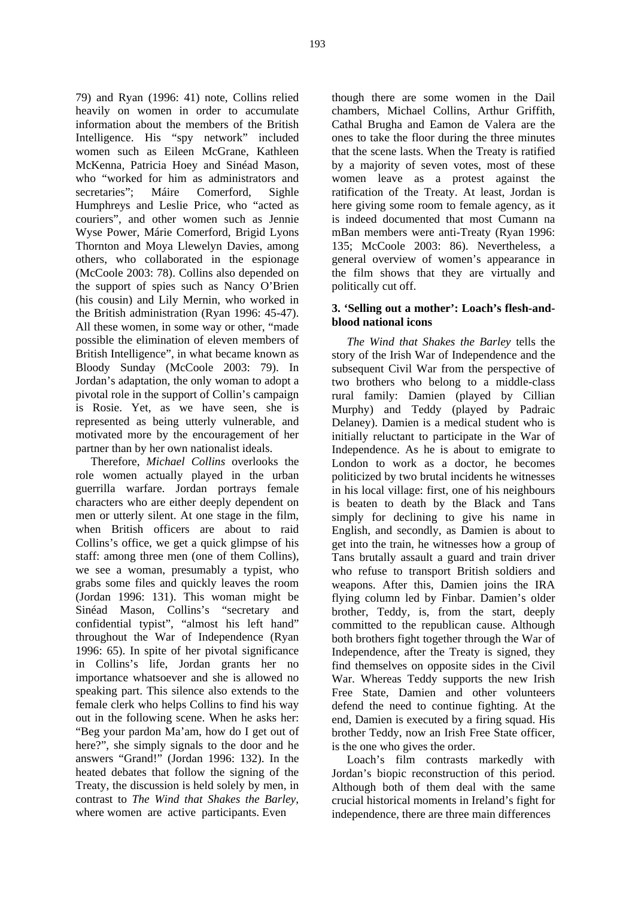79) and Ryan (1996: 41) note, Collins relied heavily on women in order to accumulate information about the members of the British Intelligence. His "spy network" included women such as Eileen McGrane, Kathleen McKenna, Patricia Hoey and Sinéad Mason, who "worked for him as administrators and secretaries"; Máire Comerford, Sighle Humphreys and Leslie Price, who "acted as couriers", and other women such as Jennie Wyse Power, Márie Comerford, Brigid Lyons Thornton and Moya Llewelyn Davies, among others, who collaborated in the espionage (McCoole 2003: 78). Collins also depended on the support of spies such as Nancy O'Brien (his cousin) and Lily Mernin, who worked in the British administration (Ryan 1996: 45-47). All these women, in some way or other, "made possible the elimination of eleven members of British Intelligence", in what became known as Bloody Sunday (McCoole 2003: 79). In Jordan's adaptation, the only woman to adopt a pivotal role in the support of Collin's campaign is Rosie. Yet, as we have seen, she is represented as being utterly vulnerable, and motivated more by the encouragement of her partner than by her own nationalist ideals.

Therefore, *Michael Collins* overlooks the role women actually played in the urban guerrilla warfare. Jordan portrays female characters who are either deeply dependent on men or utterly silent. At one stage in the film, when British officers are about to raid Collins's office, we get a quick glimpse of his staff: among three men (one of them Collins), we see a woman, presumably a typist, who grabs some files and quickly leaves the room (Jordan 1996: 131). This woman might be Sinéad Mason, Collins's "secretary and confidential typist", "almost his left hand" throughout the War of Independence (Ryan 1996: 65). In spite of her pivotal significance in Collins's life, Jordan grants her no importance whatsoever and she is allowed no speaking part. This silence also extends to the female clerk who helps Collins to find his way out in the following scene. When he asks her: "Beg your pardon Ma'am, how do I get out of here?", she simply signals to the door and he answers "Grand!" (Jordan 1996: 132). In the heated debates that follow the signing of the Treaty, the discussion is held solely by men, in contrast to *The Wind that Shakes the Barley*, where women are active participants. Even though there are some women in the Dail chambers, Michael Collins, Arthur Griffith, Cathal Brugha and Eamon de Valera are the ones to take the floor during the three minutes that the scene lasts. When the Treaty is ratified by a majority of seven votes, most of these women leave as a protest against the ratification of the Treaty. At least, Jordan is here giving some room to female agency, as it is indeed documented that most Cumann na mBan members were anti-Treaty (Ryan 1996: 135; McCoole 2003: 86). Nevertheless, a general overview of women's appearance in the film shows that they are virtually and politically cut off.

### 3. 'Selling out a mother': Loach's flesh-and-blood national icons

*The Wind that Shakes the Barley* tells the story of the Irish War of Independence and the subsequent Civil War from the perspective of two brothers who belong to a middle-class rural family: Damien (played by Cillian Murphy) and Teddy (played by Padraic Delaney). Damien is a medical student who is initially reluctant to participate in the War of Independence. As he is about to emigrate to London to work as a doctor, he becomes politicized by two brutal incidents he witnesses in his local village: first, one of his neighbours is beaten to death by the Black and Tans simply for declining to give his name in English, and secondly, as Damien is about to get into the train, he witnesses how a group of Tans brutally assault a guard and train driver who refuse to transport British soldiers and weapons. After this, Damien joins the IRA flying column led by Finbar. Damien's older brother, Teddy, is, from the start, deeply committed to the republican cause. Although both brothers fight together through the War of Independence, after the Treaty is signed, they find themselves on opposite sides in the Civil War. Whereas Teddy supports the new Irish Free State, Damien and other volunteers defend the need to continue fighting. At the end, Damien is executed by a firing squad. His brother Teddy, now an Irish Free State officer, is the one who gives the order.

Loach's film contrasts markedly with Jordan's biopic reconstruction of this period. Although both of them deal with the same crucial historical moments in Ireland's fight for independence, there are three main differences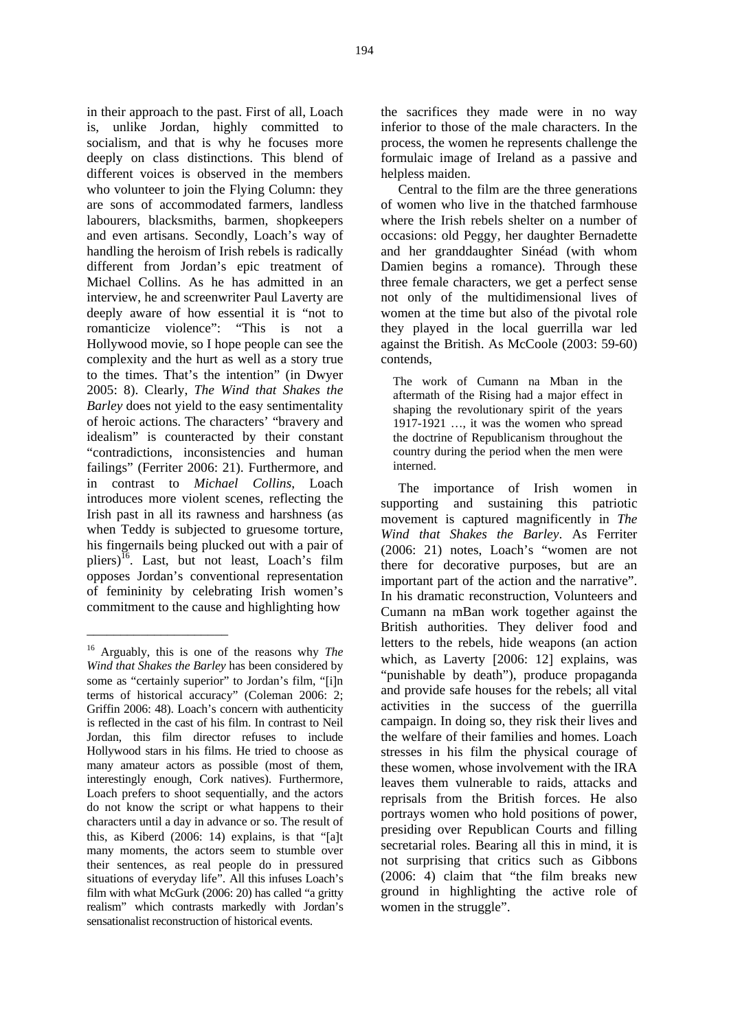in their approach to the past. First of all, Loach is, unlike Jordan, highly committed to socialism, and that is why he focuses more deeply on class distinctions. This blend of different voices is observed in the members who volunteer to join the Flying Column: they are sons of accommodated farmers, landless labourers, blacksmiths, barmen, shopkeepers and even artisans. Secondly, Loach's way of handling the heroism of Irish rebels is radically different from Jordan's epic treatment of Michael Collins. As he has admitted in an interview, he and screenwriter Paul Laverty are deeply aware of how essential it is "not to romanticize violence": "This is not a Hollywood movie, so I hope people can see the complexity and the hurt as well as a story true to the times. That's the intention" (in Dwyer 2005: 8). Clearly, *The Wind that Shakes the Barley* does not yield to the easy sentimentality of heroic actions. The characters' "bravery and idealism" is counteracted by their constant "contradictions, inconsistencies and human failings" (Ferriter 2006: 21). Furthermore, and in contrast to *Michael Collins*, Loach introduces more violent scenes, reflecting the Irish past in all its rawness and harshness (as when Teddy is subjected to gruesome torture, his fingernails being plucked out with a pair of pliers)[16]. Last, but not least, Loach's film opposes Jordan's conventional representation of femininity by celebrating Irish women's commitment to the cause and highlighting how the sacrifices they made were in no way inferior to those of the male characters. In the process, the women he represents challenge the formulaic image of Ireland as a passive and helpless maiden.

Central to the film are the three generations of women who live in the thatched farmhouse where the Irish rebels shelter on a number of occasions: old Peggy, her daughter Bernadette and her granddaughter Sinéad (with whom Damien begins a romance). Through these three female characters, we get a perfect sense not only of the multidimensional lives of women at the time but also of the pivotal role they played in the local guerrilla war led against the British. As McCoole (2003: 59-60) contends,

> The work of Cumann na Mban in the aftermath of the Rising had a major effect in shaping the revolutionary spirit of the years 1917-1921 …, it was the women who spread the doctrine of Republicanism throughout the country during the period when the men were interned.

The importance of Irish women in supporting and sustaining this patriotic movement is captured magnificently in *The Wind that Shakes the Barley*. As Ferriter (2006: 21) notes, Loach's "women are not there for decorative purposes, but are an important part of the action and the narrative". In his dramatic reconstruction, Volunteers and Cumann na mBan work together against the British authorities. They deliver food and letters to the rebels, hide weapons (an action which, as Laverty [2006: 12] explains, was "punishable by death"), produce propaganda and provide safe houses for the rebels; all vital activities in the success of the guerrilla campaign. In doing so, they risk their lives and the welfare of their families and homes. Loach stresses in his film the physical courage of these women, whose involvement with the IRA leaves them vulnerable to raids, attacks and reprisals from the British forces. He also portrays women who hold positions of power, presiding over Republican Courts and filling secretarial roles. Bearing all this in mind, it is not surprising that critics such as Gibbons (2006: 4) claim that "the film breaks new ground in highlighting the active role of women in the struggle".

---

[16] Arguably, this is one of the reasons why *The Wind that Shakes the Barley* has been considered by some as "certainly superior" to Jordan's film, "[i]n terms of historical accuracy" (Coleman 2006: 2; Griffin 2006: 48). Loach's concern with authenticity is reflected in the cast of his film. In contrast to Neil Jordan, this film director refuses to include Hollywood stars in his films. He tried to choose as many amateur actors as possible (most of them, interestingly enough, Cork natives). Furthermore, Loach prefers to shoot sequentially, and the actors do not know the script or what happens to their characters until a day in advance or so. The result of this, as Kiberd (2006: 14) explains, is that "[a]t many moments, the actors seem to stumble over their sentences, as real people do in pressured situations of everyday life". All this infuses Loach's film with what McGurk (2006: 20) has called "a gritty realism" which contrasts markedly with Jordan's sensationalist reconstruction of historical events.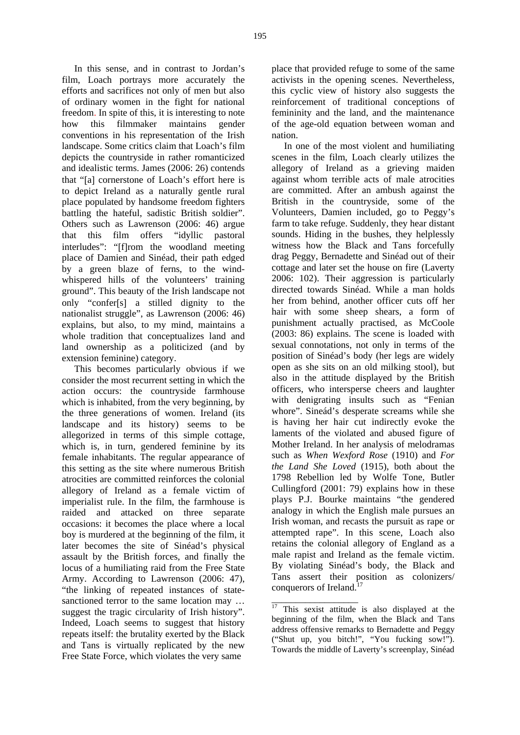In this sense, and in contrast to Jordan's film, Loach portrays more accurately the efforts and sacrifices not only of men but also of ordinary women in the fight for national freedom. In spite of this, it is interesting to note how this filmmaker maintains gender conventions in his representation of the Irish landscape. Some critics claim that Loach's film depicts the countryside in rather romanticized and idealistic terms. James (2006: 26) contends that "[a] cornerstone of Loach's effort here is to depict Ireland as a naturally gentle rural place populated by handsome freedom fighters battling the hateful, sadistic British soldier". Others such as Lawrenson (2006: 46) argue that this film offers "idyllic pastoral interludes": "[f]rom the woodland meeting place of Damien and Sinéad, their path edged by a green blaze of ferns, to the wind-whispered hills of the volunteers' training ground". This beauty of the Irish landscape not only "confer[s] a stilled dignity to the nationalist struggle", as Lawrenson (2006: 46) explains, but also, to my mind, maintains a whole tradition that conceptualizes land and land ownership as a politicized (and by extension feminine) category.

This becomes particularly obvious if we consider the most recurrent setting in which the action occurs: the countryside farmhouse which is inhabited, from the very beginning, by the three generations of women. Ireland (its landscape and its history) seems to be allegorized in terms of this simple cottage, which is, in turn, gendered feminine by its female inhabitants. The regular appearance of this setting as the site where numerous British atrocities are committed reinforces the colonial allegory of Ireland as a female victim of imperialist rule. In the film, the farmhouse is raided and attacked on three separate occasions: it becomes the place where a local boy is murdered at the beginning of the film, it later becomes the site of Sinéad's physical assault by the British forces, and finally the locus of a humiliating raid from the Free State Army. According to Lawrenson (2006: 47), "the linking of repeated instances of state-sanctioned terror to the same location may … suggest the tragic circularity of Irish history". Indeed, Loach seems to suggest that history repeats itself: the brutality exerted by the Black and Tans is virtually replicated by the new Free State Force, which violates the very same place that provided refuge to some of the same activists in the opening scenes. Nevertheless, this cyclic view of history also suggests the reinforcement of traditional conceptions of femininity and the land, and the maintenance of the age-old equation between woman and nation.

In one of the most violent and humiliating scenes in the film, Loach clearly utilizes the allegory of Ireland as a grieving maiden against whom terrible acts of male atrocities are committed. After an ambush against the British in the countryside, some of the Volunteers, Damien included, go to Peggy's farm to take refuge. Suddenly, they hear distant sounds. Hiding in the bushes, they helplessly witness how the Black and Tans forcefully drag Peggy, Bernadette and Sinéad out of their cottage and later set the house on fire (Laverty 2006: 102). Their aggression is particularly directed towards Sinéad. While a man holds her from behind, another officer cuts off her hair with some sheep shears, a form of punishment actually practised, as McCoole (2003: 86) explains. The scene is loaded with sexual connotations, not only in terms of the position of Sinéad's body (her legs are widely open as she sits on an old milking stool), but also in the attitude displayed by the British officers, who intersperse cheers and laughter with denigrating insults such as "Fenian whore". Sineád's desperate screams while she is having her hair cut indirectly evoke the laments of the violated and abused figure of Mother Ireland. In her analysis of melodramas such as *When Wexford Rose* (1910) and *For the Land She Loved* (1915), both about the 1798 Rebellion led by Wolfe Tone, Butler Cullingford (2001: 79) explains how in these plays P.J. Bourke maintains "the gendered analogy in which the English male pursues an Irish woman, and recasts the pursuit as rape or attempted rape". In this scene, Loach also retains the colonial allegory of England as a male rapist and Ireland as the female victim. By violating Sinéad's body, the Black and Tans assert their position as colonizers/ conquerors of Ireland.[17]

---

[17] This sexist attitude is also displayed at the beginning of the film, when the Black and Tans address offensive remarks to Bernadette and Peggy ("Shut up, you bitch!", "You fucking sow!"). Towards the middle of Laverty's screenplay, Sinéad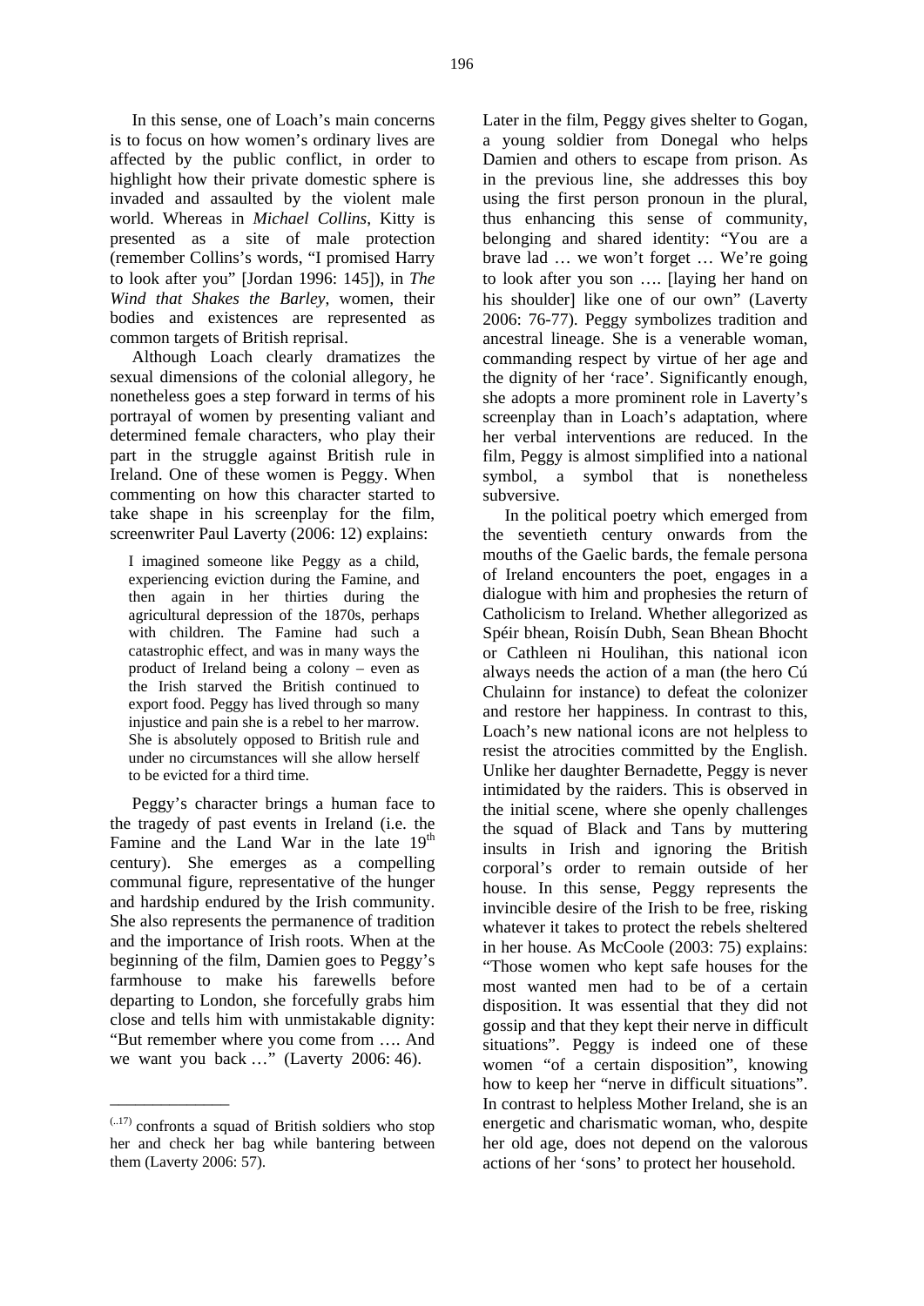In this sense, one of Loach's main concerns is to focus on how women's ordinary lives are affected by the public conflict, in order to highlight how their private domestic sphere is invaded and assaulted by the violent male world. Whereas in *Michael Collins*, Kitty is presented as a site of male protection (remember Collins's words, "I promised Harry to look after you" [Jordan 1996: 145]), in *The Wind that Shakes the Barley*, women, their bodies and existences are represented as common targets of British reprisal.

Although Loach clearly dramatizes the sexual dimensions of the colonial allegory, he nonetheless goes a step forward in terms of his portrayal of women by presenting valiant and determined female characters, who play their part in the struggle against British rule in Ireland. One of these women is Peggy. When commenting on how this character started to take shape in his screenplay for the film, screenwriter Paul Laverty (2006: 12) explains:

> I imagined someone like Peggy as a child, experiencing eviction during the Famine, and then again in her thirties during the agricultural depression of the 1870s, perhaps with children. The Famine had such a catastrophic effect, and was in many ways the product of Ireland being a colony – even as the Irish starved the British continued to export food. Peggy has lived through so many injustice and pain she is a rebel to her marrow. She is absolutely opposed to British rule and under no circumstances will she allow herself to be evicted for a third time.

Peggy's character brings a human face to the tragedy of past events in Ireland (i.e. the Famine and the Land War in the late 19th century). She emerges as a compelling communal figure, representative of the hunger and hardship endured by the Irish community. She also represents the permanence of tradition and the importance of Irish roots. When at the beginning of the film, Damien goes to Peggy's farmhouse to make his farewells before departing to London, she forcefully grabs him close and tells him with unmistakable dignity: "But remember where you come from …. And we want you back …" (Laverty 2006: 46).

Later in the film, Peggy gives shelter to Gogan, a young soldier from Donegal who helps Damien and others to escape from prison. As in the previous line, she addresses this boy using the first person pronoun in the plural, thus enhancing this sense of community, belonging and shared identity: "You are a brave lad … we won't forget … We're going to look after you son …. [laying her hand on his shoulder] like one of our own" (Laverty 2006: 76-77). Peggy symbolizes tradition and ancestral lineage. She is a venerable woman, commanding respect by virtue of her age and the dignity of her 'race'. Significantly enough, she adopts a more prominent role in Laverty's screenplay than in Loach's adaptation, where her verbal interventions are reduced. In the film, Peggy is almost simplified into a national symbol, a symbol that is nonetheless subversive.

In the political poetry which emerged from the seventieth century onwards from the mouths of the Gaelic bards, the female persona of Ireland encounters the poet, engages in a dialogue with him and prophesies the return of Catholicism to Ireland. Whether allegorized as Spéir bhean, Roisín Dubh, Sean Bhean Bhocht or Cathleen ni Houlihan, this national icon always needs the action of a man (the hero Cú Chulainn for instance) to defeat the colonizer and restore her happiness. In contrast to this, Loach's new national icons are not helpless to resist the atrocities committed by the English. Unlike her daughter Bernadette, Peggy is never intimidated by the raiders. This is observed in the initial scene, where she openly challenges the squad of Black and Tans by muttering insults in Irish and ignoring the British corporal's order to remain outside of her house. In this sense, Peggy represents the invincible desire of the Irish to be free, risking whatever it takes to protect the rebels sheltered in her house. As McCoole (2003: 75) explains: "Those women who kept safe houses for the most wanted men had to be of a certain disposition. It was essential that they did not gossip and that they kept their nerve in difficult situations". Peggy is indeed one of these women "of a certain disposition", knowing how to keep her "nerve in difficult situations". In contrast to helpless Mother Ireland, she is an energetic and charismatic woman, who, despite her old age, does not depend on the valorous actions of her 'sons' to protect her household.

---

(..17) confronts a squad of British soldiers who stop her and check her bag while bantering between them (Laverty 2006: 57).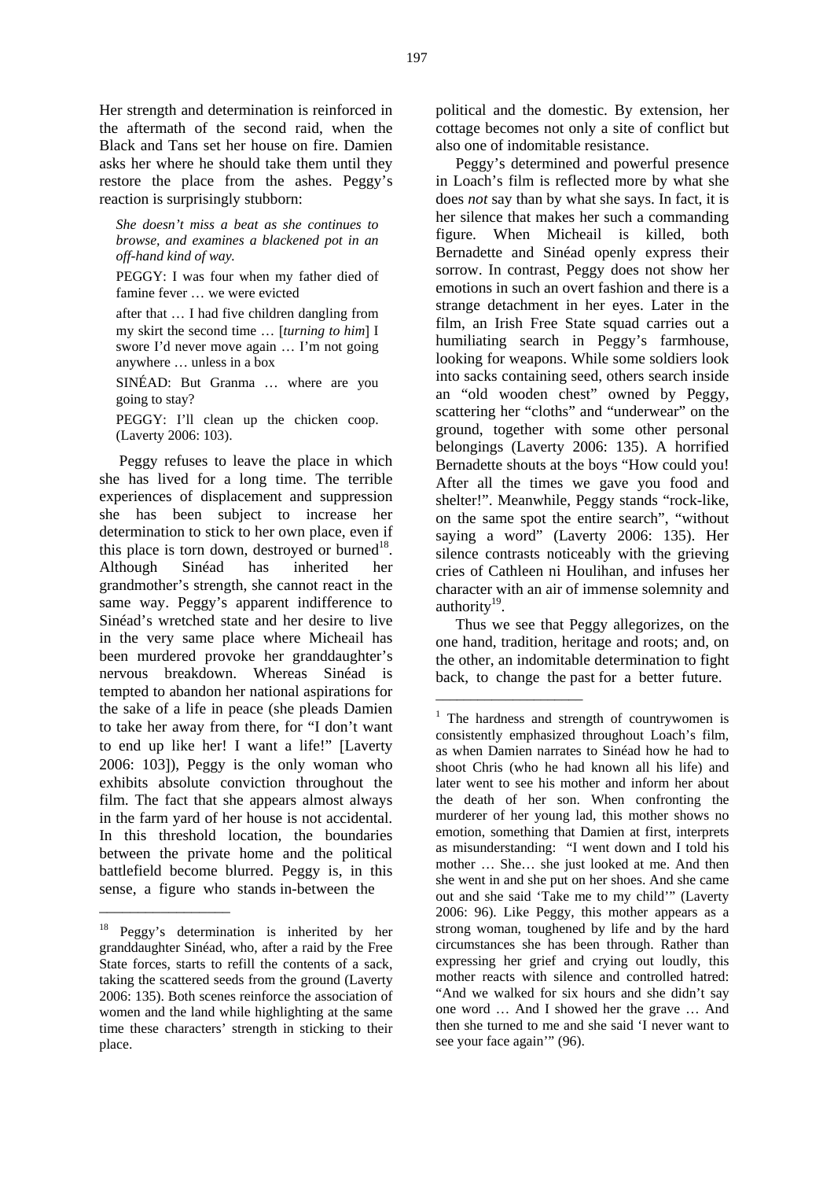Her strength and determination is reinforced in the aftermath of the second raid, when the Black and Tans set her house on fire. Damien asks her where he should take them until they restore the place from the ashes. Peggy's reaction is surprisingly stubborn:

> *She doesn't miss a beat as she continues to browse, and examines a blackened pot in an off-hand kind of way.*
>
> PEGGY: I was four when my father died of famine fever … we were evicted
>
> after that … I had five children dangling from my skirt the second time … [*turning to him*] I swore I'd never move again … I'm not going anywhere … unless in a box
>
> SINÉAD: But Granma … where are you going to stay?
>
> PEGGY: I'll clean up the chicken coop. (Laverty 2006: 103).

Peggy refuses to leave the place in which she has lived for a long time. The terrible experiences of displacement and suppression she has been subject to increase her determination to stick to her own place, even if this place is torn down, destroyed or burned[18]. Although Sinéad has inherited her grandmother's strength, she cannot react in the same way. Peggy's apparent indifference to Sinéad's wretched state and her desire to live in the very same place where Micheail has been murdered provoke her granddaughter's nervous breakdown. Whereas Sinéad is tempted to abandon her national aspirations for the sake of a life in peace (she pleads Damien to take her away from there, for "I don't want to end up like her! I want a life!" [Laverty 2006: 103]), Peggy is the only woman who exhibits absolute conviction throughout the film. The fact that she appears almost always in the farm yard of her house is not accidental. In this threshold location, the boundaries between the private home and the political battlefield become blurred. Peggy is, in this sense, a figure who stands in-between the political and the domestic. By extension, her cottage becomes not only a site of conflict but also one of indomitable resistance.

Peggy's determined and powerful presence in Loach's film is reflected more by what she does *not* say than by what she says. In fact, it is her silence that makes her such a commanding figure. When Micheail is killed, both Bernadette and Sinéad openly express their sorrow. In contrast, Peggy does not show her emotions in such an overt fashion and there is a strange detachment in her eyes. Later in the film, an Irish Free State squad carries out a humiliating search in Peggy's farmhouse, looking for weapons. While some soldiers look into sacks containing seed, others search inside an "old wooden chest" owned by Peggy, scattering her "cloths" and "underwear" on the ground, together with some other personal belongings (Laverty 2006: 135). A horrified Bernadette shouts at the boys "How could you! After all the times we gave you food and shelter!". Meanwhile, Peggy stands "rock-like, on the same spot the entire search", "without saying a word" (Laverty 2006: 135). Her silence contrasts noticeably with the grieving cries of Cathleen ni Houlihan, and infuses her character with an air of immense solemnity and authority[19].

Thus we see that Peggy allegorizes, on the one hand, tradition, heritage and roots; and, on the other, an indomitable determination to fight back, to change the past for a better future.

---

[18] Peggy's determination is inherited by her granddaughter Sinéad, who, after a raid by the Free State forces, starts to refill the contents of a sack, taking the scattered seeds from the ground (Laverty 2006: 135). Both scenes reinforce the association of women and the land while highlighting at the same time these characters' strength in sticking to their place.

[1] The hardness and strength of countrywomen is consistently emphasized throughout Loach's film, as when Damien narrates to Sinéad how he had to shoot Chris (who he had known all his life) and later went to see his mother and inform her about the death of her son. When confronting the murderer of her young lad, this mother shows no emotion, something that Damien at first, interprets as misunderstanding: "I went down and I told his mother … She… she just looked at me. And then she went in and she put on her shoes. And she came out and she said 'Take me to my child'" (Laverty 2006: 96). Like Peggy, this mother appears as a strong woman, toughened by life and by the hard circumstances she has been through. Rather than expressing her grief and crying out loudly, this mother reacts with silence and controlled hatred: "And we walked for six hours and she didn't say one word … And I showed her the grave … And then she turned to me and she said 'I never want to see your face again'" (96).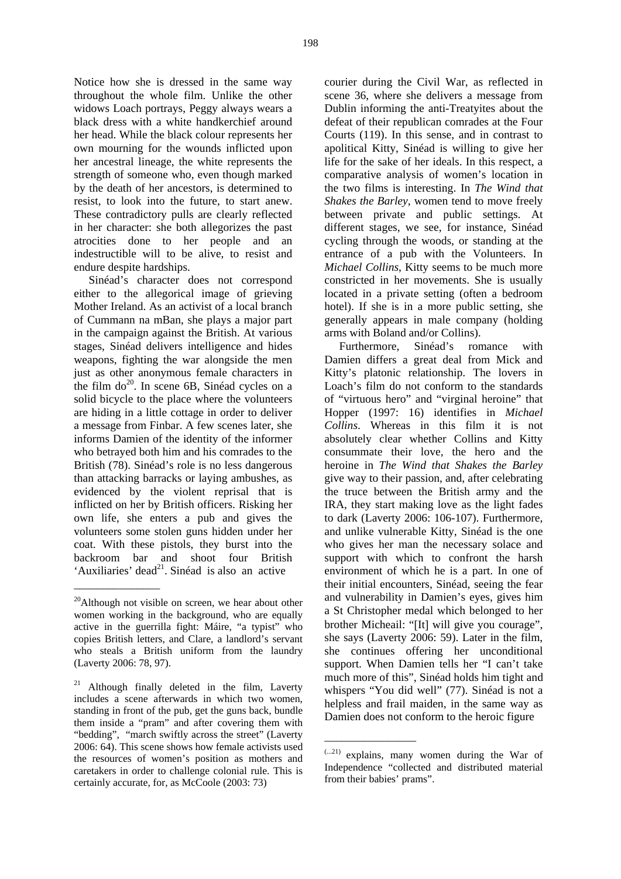Notice how she is dressed in the same way throughout the whole film. Unlike the other widows Loach portrays, Peggy always wears a black dress with a white handkerchief around her head. While the black colour represents her own mourning for the wounds inflicted upon her ancestral lineage, the white represents the strength of someone who, even though marked by the death of her ancestors, is determined to resist, to look into the future, to start anew. These contradictory pulls are clearly reflected in her character: she both allegorizes the past atrocities done to her people and an indestructible will to be alive, to resist and endure despite hardships.

Sinéad's character does not correspond either to the allegorical image of grieving Mother Ireland. As an activist of a local branch of Cummann na mBan, she plays a major part in the campaign against the British. At various stages, Sinéad delivers intelligence and hides weapons, fighting the war alongside the men just as other anonymous female characters in the film do[20]. In scene 6B, Sinéad cycles on a solid bicycle to the place where the volunteers are hiding in a little cottage in order to deliver a message from Finbar. A few scenes later, she informs Damien of the identity of the informer who betrayed both him and his comrades to the British (78). Sinéad's role is no less dangerous than attacking barracks or laying ambushes, as evidenced by the violent reprisal that is inflicted on her by British officers. Risking her own life, she enters a pub and gives the volunteers some stolen guns hidden under her coat. With these pistols, they burst into the backroom bar and shoot four British 'Auxiliaries' dead[21]. Sinéad is also an active courier during the Civil War, as reflected in scene 36, where she delivers a message from Dublin informing the anti-Treatyites about the defeat of their republican comrades at the Four Courts (119). In this sense, and in contrast to apolitical Kitty, Sinéad is willing to give her life for the sake of her ideals. In this respect, a comparative analysis of women's location in the two films is interesting. In *The Wind that Shakes the Barley*, women tend to move freely between private and public settings. At different stages, we see, for instance, Sinéad cycling through the woods, or standing at the entrance of a pub with the Volunteers. In *Michael Collins*, Kitty seems to be much more constricted in her movements. She is usually located in a private setting (often a bedroom hotel). If she is in a more public setting, she generally appears in male company (holding arms with Boland and/or Collins).

Furthermore, Sinéad's romance with Damien differs a great deal from Mick and Kitty's platonic relationship. The lovers in Loach's film do not conform to the standards of "virtuous hero" and "virginal heroine" that Hopper (1997: 16) identifies in *Michael Collins*. Whereas in this film it is not absolutely clear whether Collins and Kitty consummate their love, the hero and the heroine in *The Wind that Shakes the Barley* give way to their passion, and, after celebrating the truce between the British army and the IRA, they start making love as the light fades to dark (Laverty 2006: 106-107). Furthermore, and unlike vulnerable Kitty, Sinéad is the one who gives her man the necessary solace and support with which to confront the harsh environment of which he is a part. In one of their initial encounters, Sinéad, seeing the fear and vulnerability in Damien's eyes, gives him a St Christopher medal which belonged to her brother Micheail: "[It] will give you courage", she says (Laverty 2006: 59). Later in the film, she continues offering her unconditional support. When Damien tells her "I can't take much more of this", Sinéad holds him tight and whispers "You did well" (77). Sinéad is not a helpless and frail maiden, in the same way as Damien does not conform to the heroic figure

---

[20] Although not visible on screen, we hear about other women working in the background, who are equally active in the guerrilla fight: Máire, "a typist" who copies British letters, and Clare, a landlord's servant who steals a British uniform from the laundry (Laverty 2006: 78, 97).

[21] Although finally deleted in the film, Laverty includes a scene afterwards in which two women, standing in front of the pub, get the guns back, bundle them inside a "pram" and after covering them with "bedding", "march swiftly across the street" (Laverty 2006: 64). This scene shows how female activists used the resources of women's position as mothers and caretakers in order to challenge colonial rule. This is certainly accurate, for, as McCoole (2003: 73) (...21) explains, many women during the War of Independence "collected and distributed material from their babies' prams".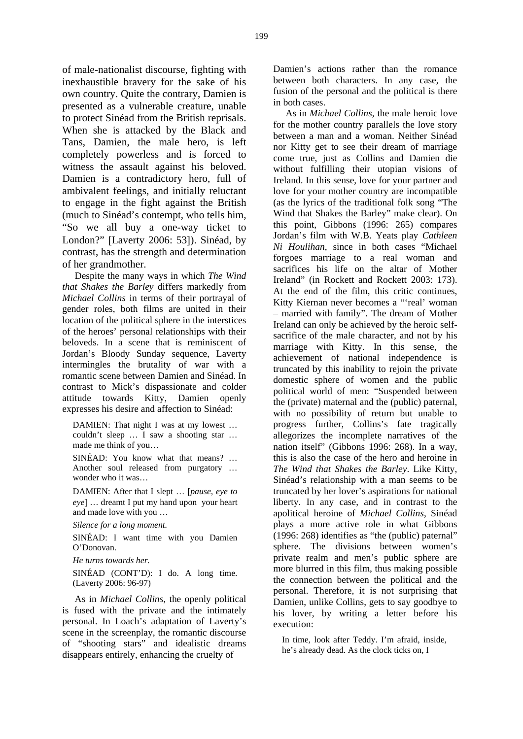of male-nationalist discourse, fighting with inexhaustible bravery for the sake of his own country. Quite the contrary, Damien is presented as a vulnerable creature, unable to protect Sinéad from the British reprisals. When she is attacked by the Black and Tans, Damien, the male hero, is left completely powerless and is forced to witness the assault against his beloved. Damien is a contradictory hero, full of ambivalent feelings, and initially reluctant to engage in the fight against the British (much to Sinéad's contempt, who tells him, "So we all buy a one-way ticket to London?" [Laverty 2006: 53]). Sinéad, by contrast, has the strength and determination of her grandmother.

Despite the many ways in which *The Wind that Shakes the Barley* differs markedly from *Michael Collins* in terms of their portrayal of gender roles, both films are united in their location of the political sphere in the interstices of the heroes' personal relationships with their beloveds. In a scene that is reminiscent of Jordan's Bloody Sunday sequence, Laverty intermingles the brutality of war with a romantic scene between Damien and Sinéad. In contrast to Mick's dispassionate and colder attitude towards Kitty, Damien openly expresses his desire and affection to Sinéad:

> DAMIEN: That night I was at my lowest … couldn't sleep … I saw a shooting star … made me think of you…
>
> SINÉAD: You know what that means? … Another soul released from purgatory … wonder who it was…
>
> DAMIEN: After that I slept … [*pause, eye to eye*] … dreamt I put my hand upon your heart and made love with you …
>
> *Silence for a long moment.*
>
> SINÉAD: I want time with you Damien O'Donovan.
>
> *He turns towards her.*
>
> SINÉAD (CONT'D): I do. A long time. (Laverty 2006: 96-97)

As in *Michael Collins*, the openly political is fused with the private and the intimately personal. In Loach's adaptation of Laverty's scene in the screenplay, the romantic discourse of "shooting stars" and idealistic dreams disappears entirely, enhancing the cruelty of Damien's actions rather than the romance between both characters. In any case, the fusion of the personal and the political is there in both cases.

As in *Michael Collins*, the male heroic love for the mother country parallels the love story between a man and a woman. Neither Sinéad nor Kitty get to see their dream of marriage come true, just as Collins and Damien die without fulfilling their utopian visions of Ireland. In this sense, love for your partner and love for your mother country are incompatible (as the lyrics of the traditional folk song "The Wind that Shakes the Barley" make clear). On this point, Gibbons (1996: 265) compares Jordan's film with W.B. Yeats play *Cathleen Ni Houlihan*, since in both cases "Michael forgoes marriage to a real woman and sacrifices his life on the altar of Mother Ireland" (in Rockett and Rockett 2003: 173). At the end of the film, this critic continues, Kitty Kiernan never becomes a "'real' woman – married with family". The dream of Mother Ireland can only be achieved by the heroic self-sacrifice of the male character, and not by his marriage with Kitty. In this sense, the achievement of national independence is truncated by this inability to rejoin the private domestic sphere of women and the public political world of men: "Suspended between the (private) maternal and the (public) paternal, with no possibility of return but unable to progress further, Collins's fate tragically allegorizes the incomplete narratives of the nation itself" (Gibbons 1996: 268). In a way, this is also the case of the hero and heroine in *The Wind that Shakes the Barley*. Like Kitty, Sinéad's relationship with a man seems to be truncated by her lover's aspirations for national liberty. In any case, and in contrast to the apolitical heroine of *Michael Collins*, Sinéad plays a more active role in what Gibbons (1996: 268) identifies as "the (public) paternal" sphere. The divisions between women's private realm and men's public sphere are more blurred in this film, thus making possible the connection between the political and the personal. Therefore, it is not surprising that Damien, unlike Collins, gets to say goodbye to his lover, by writing a letter before his execution:

> In time, look after Teddy. I'm afraid, inside, he's already dead. As the clock ticks on, I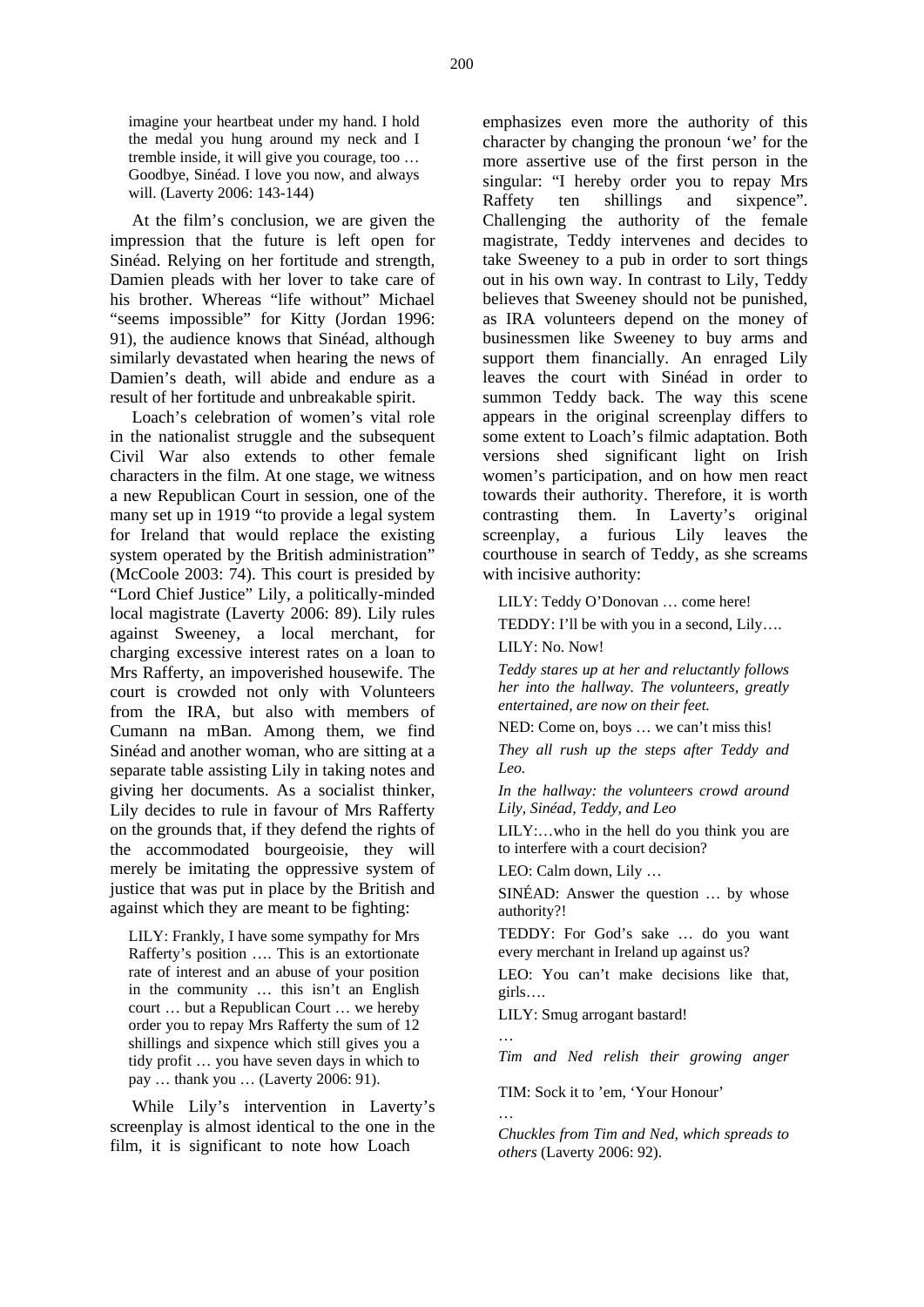> imagine your heartbeat under my hand. I hold the medal you hung around my neck and I tremble inside, it will give you courage, too … Goodbye, Sinéad. I love you now, and always will. (Laverty 2006: 143-144)

At the film's conclusion, we are given the impression that the future is left open for Sinéad. Relying on her fortitude and strength, Damien pleads with her lover to take care of his brother. Whereas "life without" Michael "seems impossible" for Kitty (Jordan 1996: 91), the audience knows that Sinéad, although similarly devastated when hearing the news of Damien's death, will abide and endure as a result of her fortitude and unbreakable spirit.

Loach's celebration of women's vital role in the nationalist struggle and the subsequent Civil War also extends to other female characters in the film. At one stage, we witness a new Republican Court in session, one of the many set up in 1919 "to provide a legal system for Ireland that would replace the existing system operated by the British administration" (McCoole 2003: 74). This court is presided by "Lord Chief Justice" Lily, a politically-minded local magistrate (Laverty 2006: 89). Lily rules against Sweeney, a local merchant, for charging excessive interest rates on a loan to Mrs Rafferty, an impoverished housewife. The court is crowded not only with Volunteers from the IRA, but also with members of Cumann na mBan. Among them, we find Sinéad and another woman, who are sitting at a separate table assisting Lily in taking notes and giving her documents. As a socialist thinker, Lily decides to rule in favour of Mrs Rafferty on the grounds that, if they defend the rights of the accommodated bourgeoisie, they will merely be imitating the oppressive system of justice that was put in place by the British and against which they are meant to be fighting:

> LILY: Frankly, I have some sympathy for Mrs Rafferty's position …. This is an extortionate rate of interest and an abuse of your position in the community … this isn't an English court … but a Republican Court … we hereby order you to repay Mrs Rafferty the sum of 12 shillings and sixpence which still gives you a tidy profit … you have seven days in which to pay … thank you … (Laverty 2006: 91).

While Lily's intervention in Laverty's screenplay is almost identical to the one in the film, it is significant to note how Loach emphasizes even more the authority of this character by changing the pronoun 'we' for the more assertive use of the first person in the singular: "I hereby order you to repay Mrs Raffety ten shillings and sixpence". Challenging the authority of the female magistrate, Teddy intervenes and decides to take Sweeney to a pub in order to sort things out in his own way. In contrast to Lily, Teddy believes that Sweeney should not be punished, as IRA volunteers depend on the money of businessmen like Sweeney to buy arms and support them financially. An enraged Lily leaves the court with Sinéad in order to summon Teddy back. The way this scene appears in the original screenplay differs to some extent to Loach's filmic adaptation. Both versions shed significant light on Irish women's participation, and on how men react towards their authority. Therefore, it is worth contrasting them. In Laverty's original screenplay, a furious Lily leaves the courthouse in search of Teddy, as she screams with incisive authority:

> LILY: Teddy O'Donovan … come here!
>
> TEDDY: I'll be with you in a second, Lily….
>
> LILY: No. Now!
>
> *Teddy stares up at her and reluctantly follows her into the hallway. The volunteers, greatly entertained, are now on their feet.*
>
> NED: Come on, boys … we can't miss this!
>
> *They all rush up the steps after Teddy and Leo.*
>
> *In the hallway: the volunteers crowd around Lily, Sinéad, Teddy, and Leo*
>
> LILY:…who in the hell do you think you are to interfere with a court decision?
>
> LEO: Calm down, Lily …
>
> SINÉAD: Answer the question … by whose authority?!
>
> TEDDY: For God's sake … do you want every merchant in Ireland up against us?
>
> LEO: You can't make decisions like that, girls….
>
> LILY: Smug arrogant bastard!
>
> …
>
> *Tim and Ned relish their growing anger*
>
> TIM: Sock it to 'em, 'Your Honour'
>
> …
>
> *Chuckles from Tim and Ned, which spreads to others* (Laverty 2006: 92).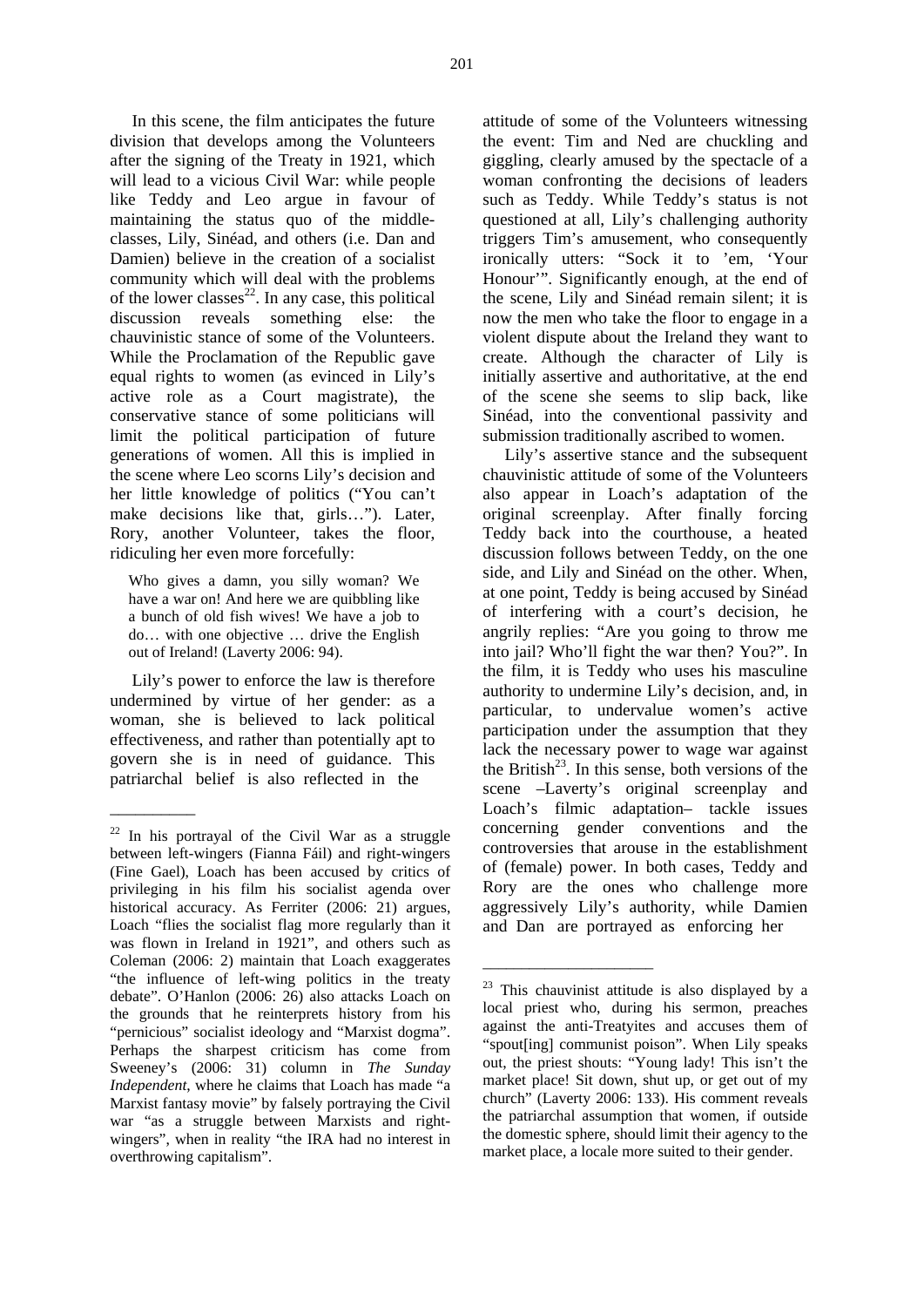In this scene, the film anticipates the future division that develops among the Volunteers after the signing of the Treaty in 1921, which will lead to a vicious Civil War: while people like Teddy and Leo argue in favour of maintaining the status quo of the middle-classes, Lily, Sinéad, and others (i.e. Dan and Damien) believe in the creation of a socialist community which will deal with the problems of the lower classes[22]. In any case, this political discussion reveals something else: the chauvinistic stance of some of the Volunteers. While the Proclamation of the Republic gave equal rights to women (as evinced in Lily's active role as a Court magistrate), the conservative stance of some politicians will limit the political participation of future generations of women. All this is implied in the scene where Leo scorns Lily's decision and her little knowledge of politics ("You can't make decisions like that, girls…"). Later, Rory, another Volunteer, takes the floor, ridiculing her even more forcefully:

> Who gives a damn, you silly woman? We have a war on! And here we are quibbling like a bunch of old fish wives! We have a job to do… with one objective … drive the English out of Ireland! (Laverty 2006: 94).

Lily's power to enforce the law is therefore undermined by virtue of her gender: as a woman, she is believed to lack political effectiveness, and rather than potentially apt to govern she is in need of guidance. This patriarchal belief is also reflected in the attitude of some of the Volunteers witnessing the event: Tim and Ned are chuckling and giggling, clearly amused by the spectacle of a woman confronting the decisions of leaders such as Teddy. While Teddy's status is not questioned at all, Lily's challenging authority triggers Tim's amusement, who consequently ironically utters: "Sock it to 'em, 'Your Honour'". Significantly enough, at the end of the scene, Lily and Sinéad remain silent; it is now the men who take the floor to engage in a violent dispute about the Ireland they want to create. Although the character of Lily is initially assertive and authoritative, at the end of the scene she seems to slip back, like Sinéad, into the conventional passivity and submission traditionally ascribed to women.

Lily's assertive stance and the subsequent chauvinistic attitude of some of the Volunteers also appear in Loach's adaptation of the original screenplay. After finally forcing Teddy back into the courthouse, a heated discussion follows between Teddy, on the one side, and Lily and Sinéad on the other. When, at one point, Teddy is being accused by Sinéad of interfering with a court's decision, he angrily replies: "Are you going to throw me into jail? Who'll fight the war then? You?". In the film, it is Teddy who uses his masculine authority to undermine Lily's decision, and, in particular, to undervalue women's active participation under the assumption that they lack the necessary power to wage war against the British[23]. In this sense, both versions of the scene –Laverty's original screenplay and Loach's filmic adaptation– tackle issues concerning gender conventions and the controversies that arouse in the establishment of (female) power. In both cases, Teddy and Rory are the ones who challenge more aggressively Lily's authority, while Damien and Dan are portrayed as enforcing her

---

[22] In his portrayal of the Civil War as a struggle between left-wingers (Fianna Fáil) and right-wingers (Fine Gael), Loach has been accused by critics of privileging in his film his socialist agenda over historical accuracy. As Ferriter (2006: 21) argues, Loach "flies the socialist flag more regularly than it was flown in Ireland in 1921", and others such as Coleman (2006: 2) maintain that Loach exaggerates "the influence of left-wing politics in the treaty debate". O'Hanlon (2006: 26) also attacks Loach on the grounds that he reinterprets history from his "pernicious" socialist ideology and "Marxist dogma". Perhaps the sharpest criticism has come from Sweeney's (2006: 31) column in *The Sunday Independent*, where he claims that Loach has made "a Marxist fantasy movie" by falsely portraying the Civil war "as a struggle between Marxists and right-wingers", when in reality "the IRA had no interest in overthrowing capitalism".

[23] This chauvinist attitude is also displayed by a local priest who, during his sermon, preaches against the anti-Treatyites and accuses them of "spout[ing] communist poison". When Lily speaks out, the priest shouts: "Young lady! This isn't the market place! Sit down, shut up, or get out of my church" (Laverty 2006: 133). His comment reveals the patriarchal assumption that women, if outside the domestic sphere, should limit their agency to the market place, a locale more suited to their gender.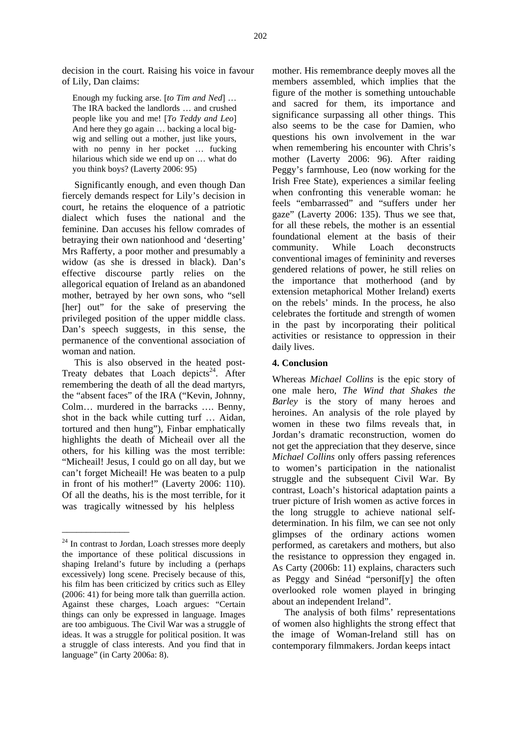decision in the court. Raising his voice in favour of Lily, Dan claims:

> Enough my fucking arse. [*to Tim and Ned*] … The IRA backed the landlords … and crushed people like you and me! [*To Teddy and Leo*] And here they go again … backing a local big-wig and selling out a mother, just like yours, with no penny in her pocket … fucking hilarious which side we end up on … what do you think boys? (Laverty 2006: 95)

Significantly enough, and even though Dan fiercely demands respect for Lily's decision in court, he retains the eloquence of a patriotic dialect which fuses the national and the feminine. Dan accuses his fellow comrades of betraying their own nationhood and 'deserting' Mrs Rafferty, a poor mother and presumably a widow (as she is dressed in black). Dan's effective discourse partly relies on the allegorical equation of Ireland as an abandoned mother, betrayed by her own sons, who "sell [her] out" for the sake of preserving the privileged position of the upper middle class. Dan's speech suggests, in this sense, the permanence of the conventional association of woman and nation.

This is also observed in the heated post-Treaty debates that Loach depicts[24]. After remembering the death of all the dead martyrs, the "absent faces" of the IRA ("Kevin, Johnny, Colm… murdered in the barracks …. Benny, shot in the back while cutting turf … Aidan, tortured and then hung"), Finbar emphatically highlights the death of Micheail over all the others, for his killing was the most terrible: "Micheail! Jesus, I could go on all day, but we can't forget Micheail! He was beaten to a pulp in front of his mother!" (Laverty 2006: 110). Of all the deaths, his is the most terrible, for it was tragically witnessed by his helpless mother. His remembrance deeply moves all the members assembled, which implies that the figure of the mother is something untouchable and sacred for them, its importance and significance surpassing all other things. This also seems to be the case for Damien, who questions his own involvement in the war when remembering his encounter with Chris's mother (Laverty 2006: 96). After raiding Peggy's farmhouse, Leo (now working for the Irish Free State), experiences a similar feeling when confronting this venerable woman: he feels "embarrassed" and "suffers under her gaze" (Laverty 2006: 135). Thus we see that, for all these rebels, the mother is an essential foundational element at the basis of their community. While Loach deconstructs conventional images of femininity and reverses gendered relations of power, he still relies on the importance that motherhood (and by extension metaphorical Mother Ireland) exerts on the rebels' minds. In the process, he also celebrates the fortitude and strength of women in the past by incorporating their political activities or resistance to oppression in their daily lives.

## 4. Conclusion

Whereas *Michael Collins* is the epic story of one male hero, *The Wind that Shakes the Barley* is the story of many heroes and heroines. An analysis of the role played by women in these two films reveals that, in Jordan's dramatic reconstruction, women do not get the appreciation that they deserve, since *Michael Collins* only offers passing references to women's participation in the nationalist struggle and the subsequent Civil War. By contrast, Loach's historical adaptation paints a truer picture of Irish women as active forces in the long struggle to achieve national self-determination. In his film, we can see not only glimpses of the ordinary actions women performed, as caretakers and mothers, but also the resistance to oppression they engaged in. As Carty (2006b: 11) explains, characters such as Peggy and Sinéad "personif[y] the often overlooked role women played in bringing about an independent Ireland".

The analysis of both films' representations of women also highlights the strong effect that the image of Woman-Ireland still has on contemporary filmmakers. Jordan keeps intact

---

[24] In contrast to Jordan, Loach stresses more deeply the importance of these political discussions in shaping Ireland's future by including a (perhaps excessively) long scene. Precisely because of this, his film has been criticized by critics such as Elley (2006: 41) for being more talk than guerrilla action. Against these charges, Loach argues: "Certain things can only be expressed in language. Images are too ambiguous. The Civil War was a struggle of ideas. It was a struggle for political position. It was a struggle of class interests. And you find that in language" (in Carty 2006a: 8).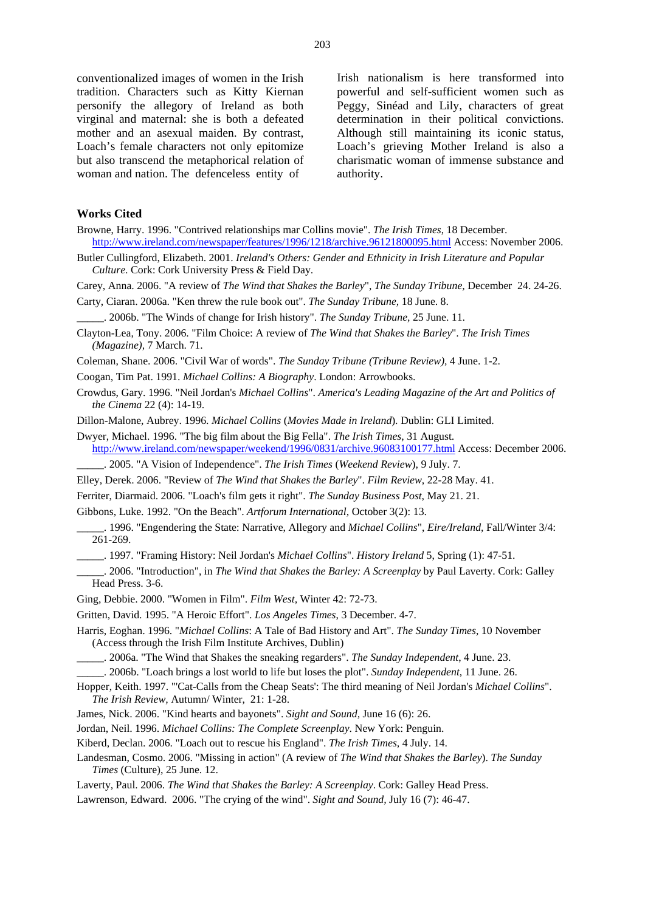conventionalized images of women in the Irish tradition. Characters such as Kitty Kiernan personify the allegory of Ireland as both virginal and maternal: she is both a defeated mother and an asexual maiden. By contrast, Loach's female characters not only epitomize but also transcend the metaphorical relation of woman and nation. The defenceless entity of Irish nationalism is here transformed into powerful and self-sufficient women such as Peggy, Sinéad and Lily, characters of great determination in their political convictions. Although still maintaining its iconic status, Loach's grieving Mother Ireland is also a charismatic woman of immense substance and authority.

**Works Cited**

Browne, Harry. 1996. "Contrived relationships mar Collins movie". *The Irish Times*, 18 December. http://www.ireland.com/newspaper/features/1996/1218/archive.96121800095.html Access: November 2006.

Butler Cullingford, Elizabeth. 2001. *Ireland's Others: Gender and Ethnicity in Irish Literature and Popular Culture*. Cork: Cork University Press & Field Day.

Carey, Anna. 2006. "A review of *The Wind that Shakes the Barley*", *The Sunday Tribune*, December 24. 24-26.

Carty, Ciaran. 2006a. "Ken threw the rule book out". *The Sunday Tribune,* 18 June. 8.

_____. 2006b. "The Winds of change for Irish history". *The Sunday Tribune*, 25 June. 11.

Clayton-Lea, Tony. 2006. "Film Choice: A review of *The Wind that Shakes the Barley*". *The Irish Times (Magazine)*, 7 March. 71.

Coleman, Shane. 2006. "Civil War of words". *The Sunday Tribune (Tribune Review)*, 4 June. 1-2.

Coogan, Tim Pat. 1991. *Michael Collins: A Biography*. London: Arrowbooks.

Crowdus, Gary. 1996. "Neil Jordan's *Michael Collins*". *America's Leading Magazine of the Art and Politics of the Cinema* 22 (4): 14-19.

Dillon-Malone, Aubrey. 1996. *Michael Collins* (*Movies Made in Ireland*). Dublin: GLI Limited.

Dwyer, Michael. 1996. "The big film about the Big Fella". *The Irish Times*, 31 August. http://www.ireland.com/newspaper/weekend/1996/0831/archive.96083100177.html Access: December 2006.

_____. 2005. "A Vision of Independence". *The Irish Times* (*Weekend Review*), 9 July. 7.

Elley, Derek. 2006. "Review of *The Wind that Shakes the Barley*". *Film Review,* 22-28 May. 41.

Ferriter, Diarmaid. 2006. "Loach's film gets it right". *The Sunday Business Post*, May 21. 21.

Gibbons, Luke. 1992. "On the Beach". *Artforum International,* October 3(2): 13.

_____. 1996. "Engendering the State: Narrative, Allegory and *Michael Collins*", *Eire/Ireland,* Fall/Winter 3/4: 261-269.

_____. 1997. "Framing History: Neil Jordan's *Michael Collins*". *History Ireland* 5, Spring (1): 47-51.

_____. 2006. "Introduction", in *The Wind that Shakes the Barley: A Screenplay* by Paul Laverty. Cork: Galley Head Press. 3-6.

Ging, Debbie. 2000. "Women in Film". *Film West,* Winter 42: 72-73.

Gritten, David. 1995. "A Heroic Effort". *Los Angeles Times*, 3 December. 4-7.

Harris, Eoghan. 1996. "*Michael Collins*: A Tale of Bad History and Art". *The Sunday Times*, 10 November (Access through the Irish Film Institute Archives, Dublin)

_____. 2006a. "The Wind that Shakes the sneaking regarders". *The Sunday Independent,* 4 June. 23.

_____. 2006b. "Loach brings a lost world to life but loses the plot". *Sunday Independent*, 11 June. 26.

Hopper, Keith. 1997. "'Cat-Calls from the Cheap Seats': The third meaning of Neil Jordan's *Michael Collins*". *The Irish Review,* Autumn/ Winter, 21: 1-28.

James, Nick. 2006. "Kind hearts and bayonets". *Sight and Sound,* June 16 (6): 26.

Jordan, Neil. 1996. *Michael Collins: The Complete Screenplay*. New York: Penguin.

Kiberd, Declan. 2006. "Loach out to rescue his England". *The Irish Times,* 4 July. 14.

Landesman, Cosmo. 2006. "Missing in action" (A review of *The Wind that Shakes the Barley*). *The Sunday Times* (Culture), 25 June. 12.

Laverty, Paul. 2006. *The Wind that Shakes the Barley: A Screenplay*. Cork: Galley Head Press.

Lawrenson, Edward. 2006. "The crying of the wind". *Sight and Sound,* July 16 (7): 46-47.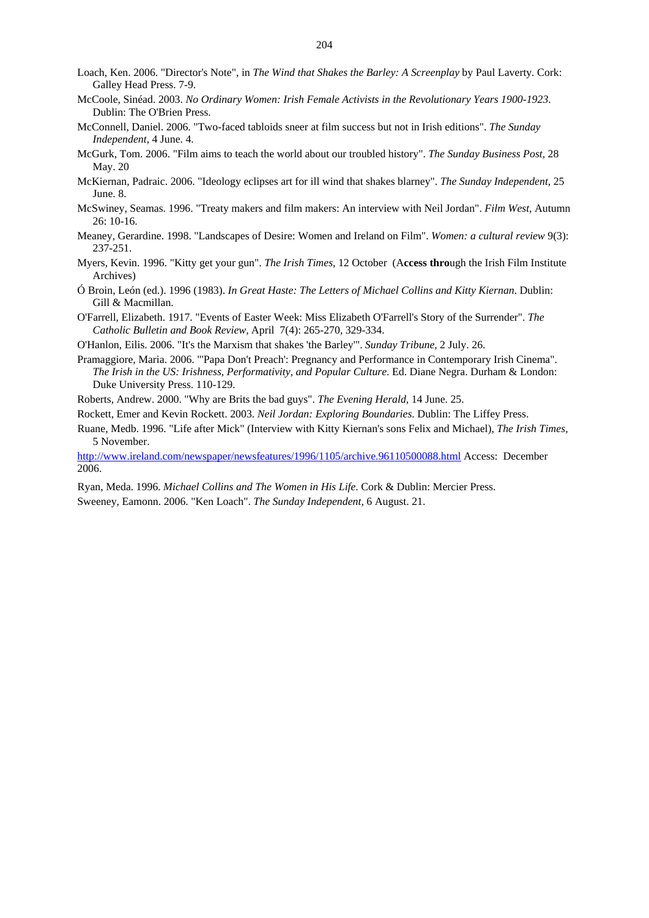Loach, Ken. 2006. "Director's Note", in *The Wind that Shakes the Barley: A Screenplay* by Paul Laverty. Cork: Galley Head Press. 7-9.

McCoole, Sinéad. 2003. *No Ordinary Women: Irish Female Activists in the Revolutionary Years 1900-1923*. Dublin: The O'Brien Press.

McConnell, Daniel. 2006. "Two-faced tabloids sneer at film success but not in Irish editions". *The Sunday Independent*, 4 June. 4.

McGurk, Tom. 2006. "Film aims to teach the world about our troubled history". *The Sunday Business Post*, 28 May. 20

McKiernan, Padraic. 2006. "Ideology eclipses art for ill wind that shakes blarney". *The Sunday Independent*, 25 June. 8.

McSwiney, Seamas. 1996. "Treaty makers and film makers: An interview with Neil Jordan". *Film West*, Autumn 26: 10-16.

Meaney, Gerardine. 1998. "Landscapes of Desire: Women and Ireland on Film". *Women: a cultural review* 9(3): 237-251.

Myers, Kevin. 1996. "Kitty get your gun". *The Irish Times*, 12 October (A**ccess thro**ugh the Irish Film Institute Archives)

Ó Broin, León (ed.). 1996 (1983). *In Great Haste: The Letters of Michael Collins and Kitty Kiernan*. Dublin: Gill & Macmillan.

O'Farrell, Elizabeth. 1917. "Events of Easter Week: Miss Elizabeth O'Farrell's Story of the Surrender". *The Catholic Bulletin and Book Review*, April 7(4): 265-270, 329-334.

O'Hanlon, Eilis. 2006. "It's the Marxism that shakes 'the Barley'". *Sunday Tribune*, 2 July. 26.

Pramaggiore, Maria. 2006. "'Papa Don't Preach': Pregnancy and Performance in Contemporary Irish Cinema". *The Irish in the US: Irishness, Performativity, and Popular Culture*. Ed. Diane Negra. Durham & London: Duke University Press. 110-129.

Roberts, Andrew. 2000. "Why are Brits the bad guys". *The Evening Herald*, 14 June. 25.

Rockett, Emer and Kevin Rockett. 2003. *Neil Jordan: Exploring Boundaries*. Dublin: The Liffey Press.

Ruane, Medb. 1996. "Life after Mick" (Interview with Kitty Kiernan's sons Felix and Michael), *The Irish Times*, 5 November.

http://www.ireland.com/newspaper/newsfeatures/1996/1105/archive.96110500088.html Access: December 2006.

Ryan, Meda. 1996. *Michael Collins and The Women in His Life*. Cork & Dublin: Mercier Press.

Sweeney, Eamonn. 2006. "Ken Loach". *The Sunday Independent*, 6 August. 21.